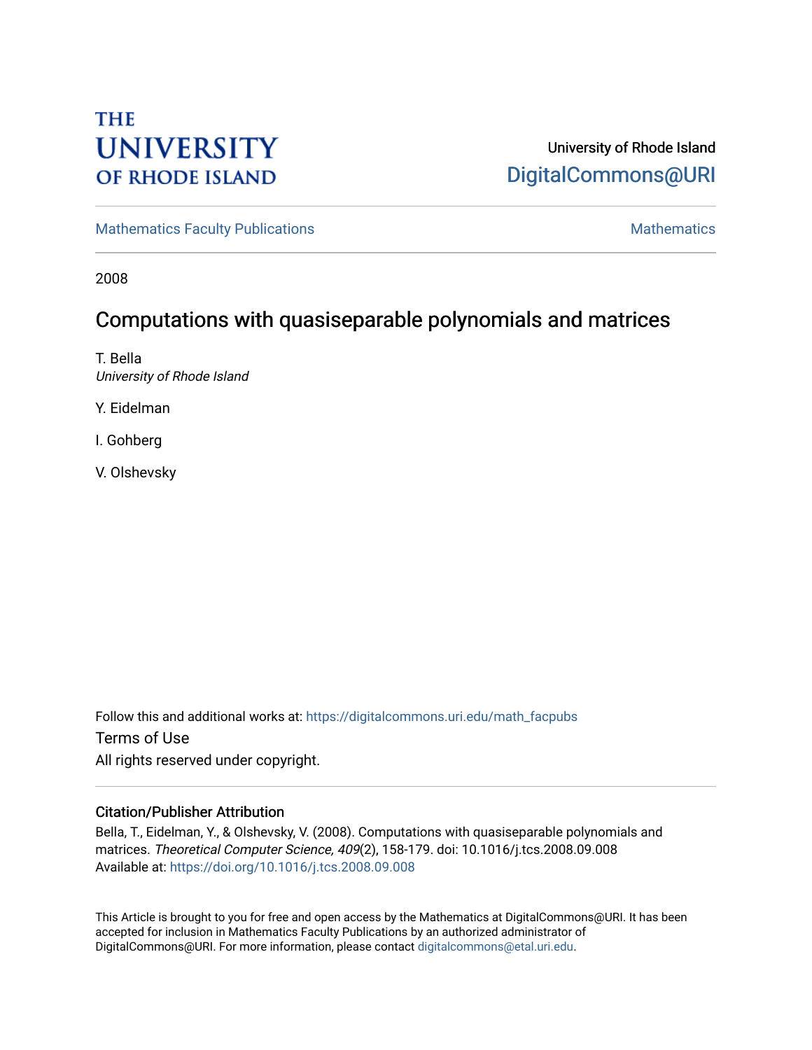THE UNIVERSITY OF RHODE ISLAND

University of Rhode Island
DigitalCommons@URI

Mathematics Faculty Publications | Mathematics

2008

# Computations with quasiseparable polynomials and matrices

T. Bella
*University of Rhode Island*

Y. Eidelman

I. Gohberg

V. Olshevsky

Follow this and additional works at: https://digitalcommons.uri.edu/math_facpubs

Terms of Use
All rights reserved under copyright.

## Citation/Publisher Attribution

Bella, T., Eidelman, Y., & Olshevsky, V. (2008). Computations with quasiseparable polynomials and matrices. *Theoretical Computer Science, 409*(2), 158-179. doi: 10.1016/j.tcs.2008.09.008
Available at: https://doi.org/10.1016/j.tcs.2008.09.008

This Article is brought to you for free and open access by the Mathematics at DigitalCommons@URI. It has been accepted for inclusion in Mathematics Faculty Publications by an authorized administrator of DigitalCommons@URI. For more information, please contact digitalcommons@etal.uri.edu.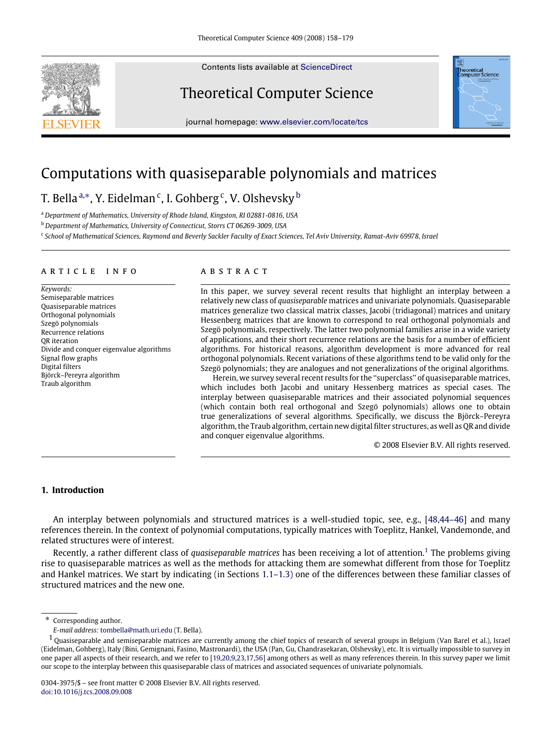# Computations with quasiseparable polynomials and matrices

T. Bella [a,*], Y. Eidelman [c], I. Gohberg [c], V. Olshevsky [b]

[a] *Department of Mathematics, University of Rhode Island, Kingston, RI 02881-0816, USA*

[b] *Department of Mathematics, University of Connecticut, Storrs CT 06269-3009, USA*

[c] *School of Mathematical Sciences, Raymond and Beverly Sackler Faculty of Exact Sciences, Tel Aviv University, Ramat-Aviv 69978, Israel*

## ARTICLE INFO

*Keywords:*
Semiseparable matrices
Quasiseparable matrices
Orthogonal polynomials
Szegö polynomials
Recurrence relations
QR iteration
Divide and conquer eigenvalue algorithms
Signal flow graphs
Digital filters
Björck–Pereyra algorithm
Traub algorithm

## ABSTRACT

In this paper, we survey several recent results that highlight an interplay between a relatively new class of *quasiseparable* matrices and univariate polynomials. Quasiseparable matrices generalize two classical matrix classes, Jacobi (tridiagonal) matrices and unitary Hessenberg matrices that are known to correspond to real orthogonal polynomials and Szegö polynomials, respectively. The latter two polynomial families arise in a wide variety of applications, and their short recurrence relations are the basis for a number of efficient algorithms. For historical reasons, algorithm development is more advanced for real orthogonal polynomials. Recent variations of these algorithms tend to be valid only for the Szegö polynomials; they are analogues and not generalizations of the original algorithms.

Herein, we survey several recent results for the "superclass" of quasiseparable matrices, which includes both Jacobi and unitary Hessenberg matrices as special cases. The interplay between quasiseparable matrices and their associated polynomial sequences (which contain both real orthogonal and Szegö polynomials) allows one to obtain true generalizations of several algorithms. Specifically, we discuss the Björck–Pereyra algorithm, the Traub algorithm, certain new digital filter structures, as well as QR and divide and conquer eigenvalue algorithms.

© 2008 Elsevier B.V. All rights reserved.

## 1. Introduction

An interplay between polynomials and structured matrices is a well-studied topic, see, e.g., [48,44–46] and many references therein. In the context of polynomial computations, typically matrices with Toeplitz, Hankel, Vandemonde, and related structures were of interest.

Recently, a rather different class of *quasiseparable matrices* has been receiving a lot of attention.[1] The problems giving rise to quasiseparable matrices as well as the methods for attacking them are somewhat different from those for Toeplitz and Hankel matrices. We start by indicating (in Sections 1.1–1.3) one of the differences between these familiar classes of structured matrices and the new one.

---

\* Corresponding author.
*E-mail address:* tombella@math.uri.edu (T. Bella).

[1] Quasiseparable and semiseparable matrices are currently among the chief topics of research of several groups in Belgium (Van Barel et al.), Israel (Eidelman, Gohberg), Italy (Bini, Gemignani, Fasino, Mastronardi), the USA (Pan, Gu, Chandrasekaran, Olshevsky), etc. It is virtually impossible to survey in one paper all aspects of their research, and we refer to [19,20,9,23,17,56] among others as well as many references therein. In this survey paper we limit our scope to the interplay between this quasiseparable class of matrices and associated sequences of univariate polynomials.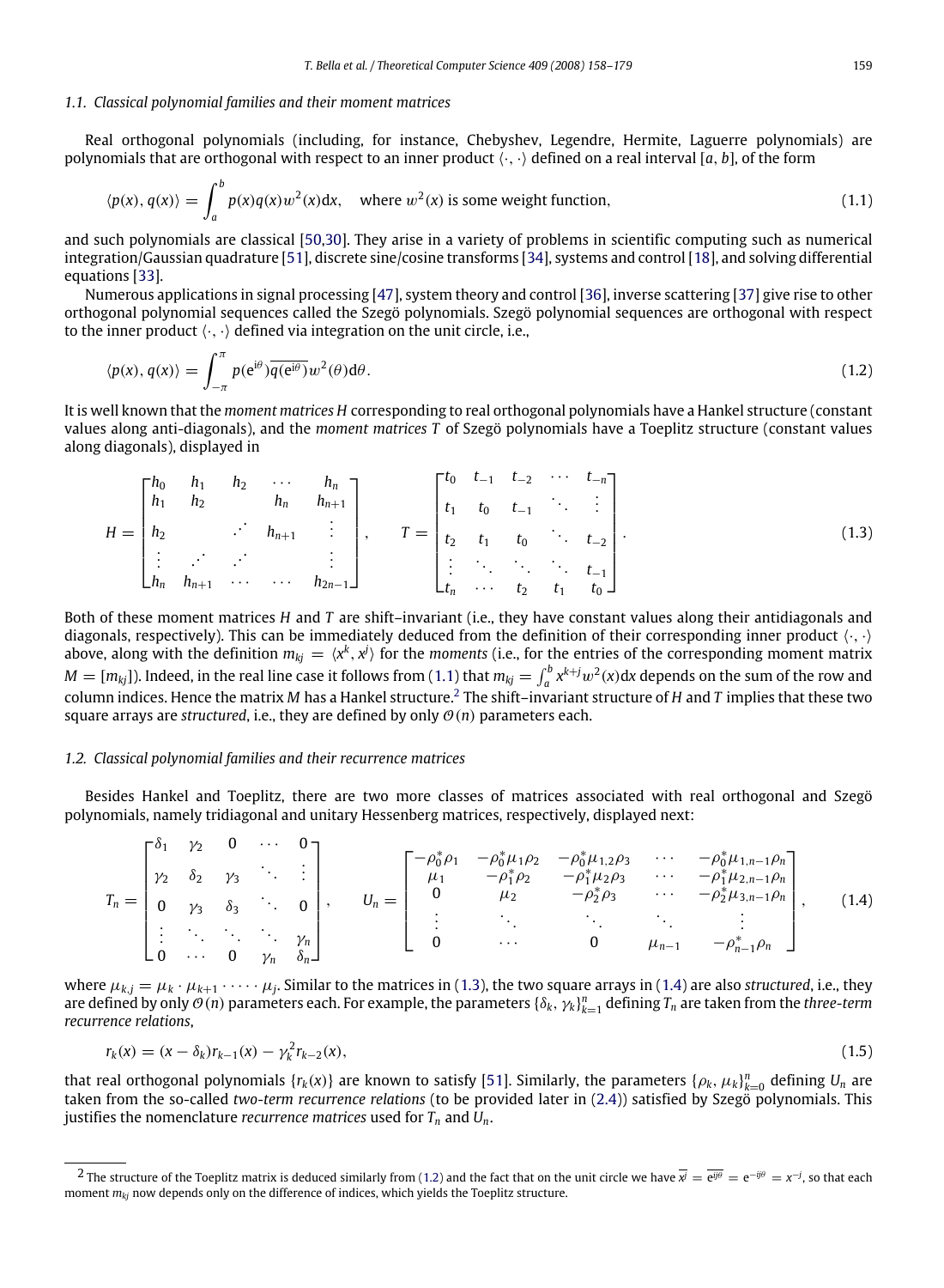### 1.1. Classical polynomial families and their moment matrices

Real orthogonal polynomials (including, for instance, Chebyshev, Legendre, Hermite, Laguerre polynomials) are polynomials that are orthogonal with respect to an inner product $\langle \cdot, \cdot \rangle$ defined on a real interval $[a, b]$, of the form

$$\langle p(x), q(x) \rangle = \int_a^b p(x)q(x)w^2(x)\mathrm{d}x, \quad \text{where } w^2(x) \text{ is some weight function,} \tag{1.1}$$

and such polynomials are classical [50,30]. They arise in a variety of problems in scientific computing such as numerical integration/Gaussian quadrature [51], discrete sine/cosine transforms [34], systems and control [18], and solving differential equations [33].

Numerous applications in signal processing [47], system theory and control [36], inverse scattering [37] give rise to other orthogonal polynomial sequences called the Szegö polynomials. Szegö polynomial sequences are orthogonal with respect to the inner product $\langle \cdot, \cdot \rangle$ defined via integration on the unit circle, i.e.,

$$\langle p(x), q(x) \rangle = \int_{-\pi}^{\pi} p(\mathrm{e}^{\mathrm{i}\theta})\overline{q(\mathrm{e}^{\mathrm{i}\theta})}w^2(\theta)\mathrm{d}\theta. \tag{1.2}$$

It is well known that the *moment matrices* $H$ corresponding to real orthogonal polynomials have a Hankel structure (constant values along anti-diagonals), and the *moment matrices* $T$ of Szegö polynomials have a Toeplitz structure (constant values along diagonals), displayed in

$$H = \begin{bmatrix} h_0 & h_1 & h_2 & \cdots & h_n \\ h_1 & h_2 & & h_n & h_{n+1} \\ h_2 & & \iddots & h_{n+1} & \vdots \\ \vdots & \iddots & \iddots & & \vdots \\ h_n & h_{n+1} & \cdots & \cdots & h_{2n-1} \end{bmatrix}, \qquad T = \begin{bmatrix} t_0 & t_{-1} & t_{-2} & \cdots & t_{-n} \\ t_1 & t_0 & t_{-1} & \ddots & \vdots \\ t_2 & t_1 & t_0 & \ddots & t_{-2} \\ \vdots & \ddots & \ddots & \ddots & t_{-1} \\ t_n & \cdots & t_2 & t_1 & t_0 \end{bmatrix}. \tag{1.3}$$

Both of these moment matrices $H$ and $T$ are shift–invariant (i.e., they have constant values along their antidiagonals and diagonals, respectively). This can be immediately deduced from the definition of their corresponding inner product $\langle \cdot, \cdot \rangle$ above, along with the definition $m_{kj} = \langle x^k, x^j \rangle$ for the *moments* (i.e., for the entries of the corresponding moment matrix $M = [m_{kj}]$). Indeed, in the real line case it follows from (1.1) that $m_{kj} = \int_a^b x^{k+j}w^2(x)\mathrm{d}x$ depends on the sum of the row and column indices. Hence the matrix $M$ has a Hankel structure.[2] The shift–invariant structure of $H$ and $T$ implies that these two square arrays are *structured*, i.e., they are defined by only $\mathcal{O}(n)$ parameters each.

### 1.2. Classical polynomial families and their recurrence matrices

Besides Hankel and Toeplitz, there are two more classes of matrices associated with real orthogonal and Szegö polynomials, namely tridiagonal and unitary Hessenberg matrices, respectively, displayed next:

$$T_n = \begin{bmatrix} \delta_1 & \gamma_2 & 0 & \cdots & 0 \\ \gamma_2 & \delta_2 & \gamma_3 & \ddots & \vdots \\ 0 & \gamma_3 & \delta_3 & \ddots & 0 \\ \vdots & \ddots & \ddots & \ddots & \gamma_n \\ 0 & \cdots & 0 & \gamma_n & \delta_n \end{bmatrix}, \qquad U_n = \begin{bmatrix} -\rho_0^*\rho_1 & -\rho_0^*\mu_1\rho_2 & -\rho_0^*\mu_{1,2}\rho_3 & \cdots & -\rho_0^*\mu_{1,n-1}\rho_n \\ \mu_1 & -\rho_1^*\rho_2 & -\rho_1^*\mu_2\rho_3 & \cdots & -\rho_1^*\mu_{2,n-1}\rho_n \\ 0 & \mu_2 & -\rho_2^*\rho_3 & \cdots & -\rho_2^*\mu_{3,n-1}\rho_n \\ \vdots & \ddots & \ddots & \ddots & \vdots \\ 0 & \cdots & 0 & \mu_{n-1} & -\rho_{n-1}^*\rho_n \end{bmatrix}, \tag{1.4}$$

where $\mu_{k,j} = \mu_k \cdot \mu_{k+1} \cdot \cdots \cdot \mu_j$. Similar to the matrices in (1.3), the two square arrays in (1.4) are also *structured*, i.e., they are defined by only $\mathcal{O}(n)$ parameters each. For example, the parameters $\{\delta_k, \gamma_k\}_{k=1}^n$ defining $T_n$ are taken from the *three-term recurrence relations*,

$$r_k(x) = (x - \delta_k)r_{k-1}(x) - \gamma_k^2 r_{k-2}(x), \tag{1.5}$$

that real orthogonal polynomials $\{r_k(x)\}$ are known to satisfy [51]. Similarly, the parameters $\{\rho_k, \mu_k\}_{k=0}^n$ defining $U_n$ are taken from the so-called *two-term recurrence relations* (to be provided later in (2.4)) satisfied by Szegö polynomials. This justifies the nomenclature *recurrence matrices* used for $T_n$ and $U_n$.

---

[2] The structure of the Toeplitz matrix is deduced similarly from (1.2) and the fact that on the unit circle we have $\overline{x^j} = \overline{\mathrm{e}^{\mathrm{i}j\theta}} = \mathrm{e}^{-\mathrm{i}j\theta} = x^{-j}$, so that each moment $m_{kj}$ now depends only on the difference of indices, which yields the Toeplitz structure.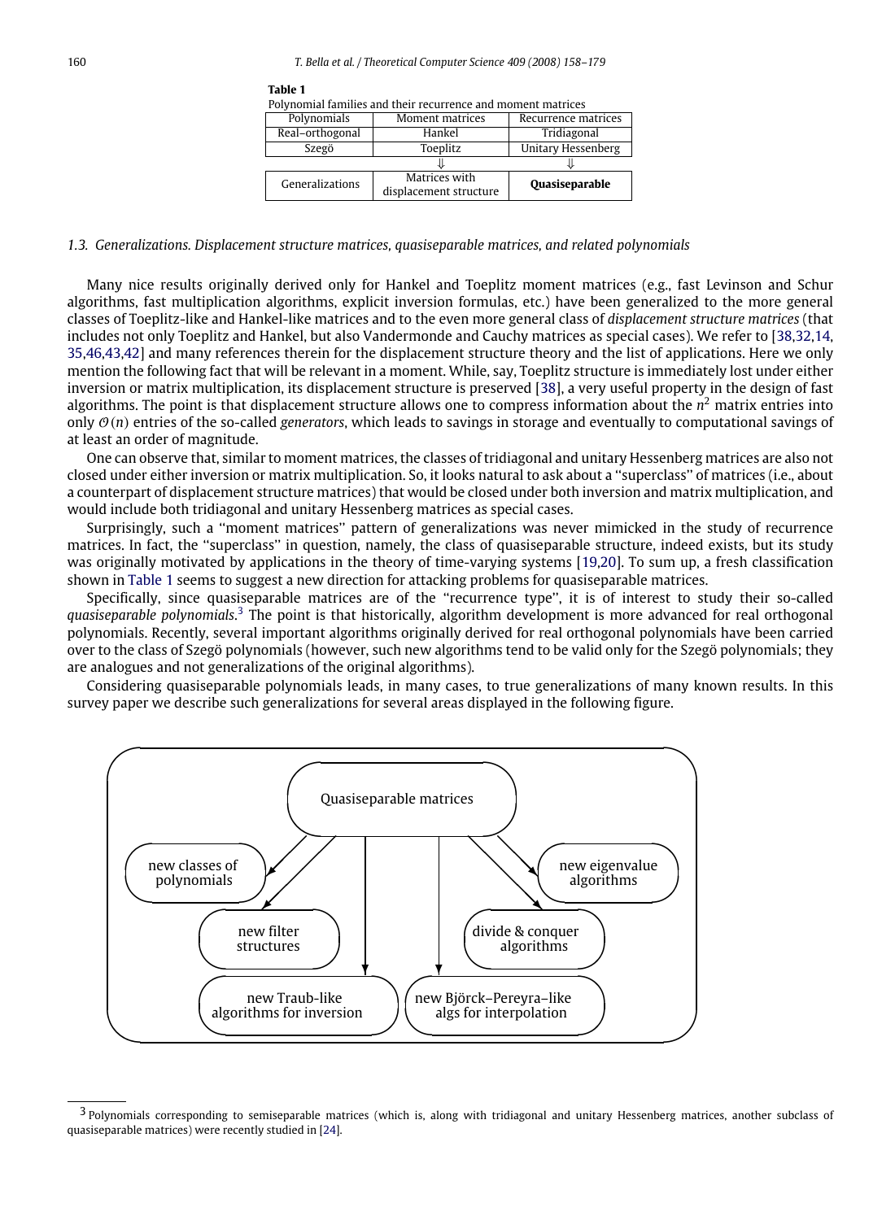**Table 1**
Polynomial families and their recurrence and moment matrices

| Polynomials | Moment matrices | Recurrence matrices |
|---|---|---|
| Real–orthogonal | Hankel | Tridiagonal |
| Szegö | Toeplitz | Unitary Hessenberg |
| | ⇓ | ⇓ |
| Generalizations | Matrices with displacement structure | **Quasiseparable** |

### 1.3. Generalizations. Displacement structure matrices, quasiseparable matrices, and related polynomials

Many nice results originally derived only for Hankel and Toeplitz moment matrices (e.g., fast Levinson and Schur algorithms, fast multiplication algorithms, explicit inversion formulas, etc.) have been generalized to the more general classes of Toeplitz-like and Hankel-like matrices and to the even more general class of *displacement structure matrices* (that includes not only Toeplitz and Hankel, but also Vandermonde and Cauchy matrices as special cases). We refer to [38,32,14,35,46,43,42] and many references therein for the displacement structure theory and the list of applications. Here we only mention the following fact that will be relevant in a moment. While, say, Toeplitz structure is immediately lost under either inversion or matrix multiplication, its displacement structure is preserved [38], a very useful property in the design of fast algorithms. The point is that displacement structure allows one to compress information about the $n^2$ matrix entries into only $\mathcal{O}(n)$ entries of the so-called *generators*, which leads to savings in storage and eventually to computational savings of at least an order of magnitude.

One can observe that, similar to moment matrices, the classes of tridiagonal and unitary Hessenberg matrices are also not closed under either inversion or matrix multiplication. So, it looks natural to ask about a "superclass" of matrices (i.e., about a counterpart of displacement structure matrices) that would be closed under both inversion and matrix multiplication, and would include both tridiagonal and unitary Hessenberg matrices as special cases.

Surprisingly, such a "moment matrices" pattern of generalizations was never mimicked in the study of recurrence matrices. In fact, the "superclass" in question, namely, the class of quasiseparable structure, indeed exists, but its study was originally motivated by applications in the theory of time-varying systems [19,20]. To sum up, a fresh classification shown in Table 1 seems to suggest a new direction for attacking problems for quasiseparable matrices.

Specifically, since quasiseparable matrices are of the "recurrence type", it is of interest to study their so-called *quasiseparable polynomials*.[3] The point is that historically, algorithm development is more advanced for real orthogonal polynomials. Recently, several important algorithms originally derived for real orthogonal polynomials have been carried over to the class of Szegö polynomials (however, such new algorithms tend to be valid only for the Szegö polynomials; they are analogues and not generalizations of the original algorithms).

Considering quasiseparable polynomials leads, in many cases, to true generalizations of many known results. In this survey paper we describe such generalizations for several areas displayed in the following figure.

Quasiseparable matrices → new classes of polynomials; new filter structures; new Traub-like algorithms for inversion; new Björck–Pereyra-like algs for interpolation; divide & conquer algorithms; new eigenvalue algorithms

[3] Polynomials corresponding to semiseparable matrices (which is, along with tridiagonal and unitary Hessenberg matrices, another subclass of quasiseparable matrices) were recently studied in [24].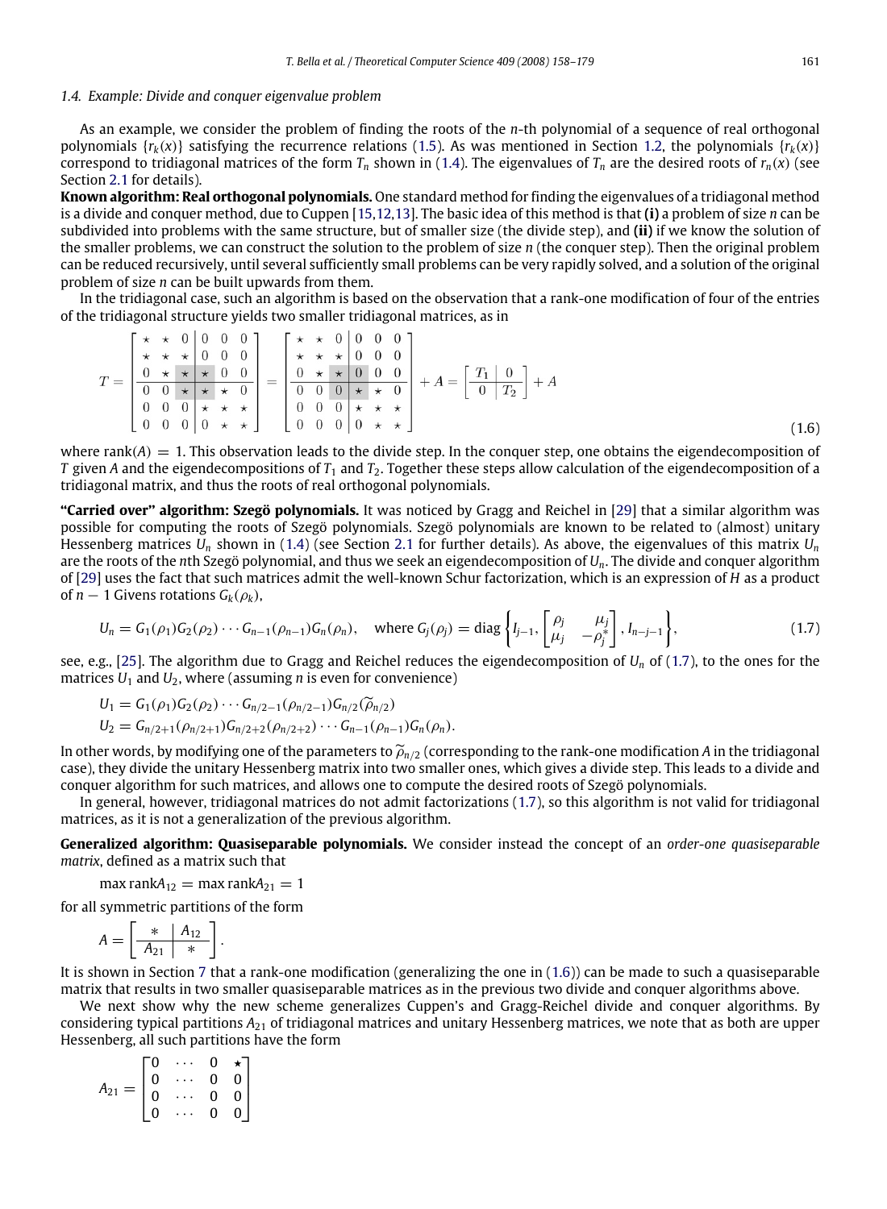### 1.4. Example: Divide and conquer eigenvalue problem

As an example, we consider the problem of finding the roots of the $n$-th polynomial of a sequence of real orthogonal polynomials $\{r_k(x)\}$ satisfying the recurrence relations (1.5). As was mentioned in Section 1.2, the polynomials $\{r_k(x)\}$ correspond to tridiagonal matrices of the form $T_n$ shown in (1.4). The eigenvalues of $T_n$ are the desired roots of $r_n(x)$ (see Section 2.1 for details).

**Known algorithm: Real orthogonal polynomials.** One standard method for finding the eigenvalues of a tridiagonal method is a divide and conquer method, due to Cuppen [15,12,13]. The basic idea of this method is that **(i)** a problem of size $n$ can be subdivided into problems with the same structure, but of smaller size (the divide step), and **(ii)** if we know the solution of the smaller problems, we can construct the solution to the problem of size $n$ (the conquer step). Then the original problem can be reduced recursively, until several sufficiently small problems can be very rapidly solved, and a solution of the original problem of size $n$ can be built upwards from them.

In the tridiagonal case, such an algorithm is based on the observation that a rank-one modification of four of the entries of the tridiagonal structure yields two smaller tridiagonal matrices, as in

$$T = \left[\begin{array}{ccc|ccc} \star & \star & 0 & 0 & 0 & 0 \\ \star & \star & \star & 0 & 0 & 0 \\ 0 & \star & \star & \star & 0 & 0 \\ \hline 0 & 0 & \star & \star & \star & 0 \\ 0 & 0 & 0 & \star & \star & \star \\ 0 & 0 & 0 & 0 & \star & \star \end{array}\right] = \left[\begin{array}{ccc|ccc} \star & \star & 0 & 0 & 0 & 0 \\ \star & \star & \star & 0 & 0 & 0 \\ 0 & \star & \star & 0 & 0 & 0 \\ \hline 0 & 0 & 0 & \star & \star & 0 \\ 0 & 0 & 0 & \star & \star & \star \\ 0 & 0 & 0 & 0 & \star & \star \end{array}\right] + A = \left[\begin{array}{c|c} T_1 & 0 \\ \hline 0 & T_2 \end{array}\right] + A \tag{1.6}$$

where $\operatorname{rank}(A) = 1$. This observation leads to the divide step. In the conquer step, one obtains the eigendecomposition of $T$ given $A$ and the eigendecompositions of $T_1$ and $T_2$. Together these steps allow calculation of the eigendecomposition of a tridiagonal matrix, and thus the roots of real orthogonal polynomials.

**"Carried over" algorithm: Szegö polynomials.** It was noticed by Gragg and Reichel in [29] that a similar algorithm was possible for computing the roots of Szegö polynomials. Szegö polynomials are known to be related to (almost) unitary Hessenberg matrices $U_n$ shown in (1.4) (see Section 2.1 for further details). As above, the eigenvalues of this matrix $U_n$ are the roots of the $n$th Szegö polynomial, and thus we seek an eigendecomposition of $U_n$. The divide and conquer algorithm of [29] uses the fact that such matrices admit the well-known Schur factorization, which is an expression of $H$ as a product of $n-1$ Givens rotations $G_k(\rho_k)$,

$$U_n = G_1(\rho_1)G_2(\rho_2)\cdots G_{n-1}(\rho_{n-1})G_n(\rho_n), \quad \text{where } G_j(\rho_j) = \operatorname{diag}\left\{I_{j-1}, \begin{bmatrix} \rho_j & \mu_j \\ \mu_j & -\rho_j^* \end{bmatrix}, I_{n-j-1}\right\}, \tag{1.7}$$

see, e.g., [25]. The algorithm due to Gragg and Reichel reduces the eigendecomposition of $U_n$ of (1.7), to the ones for the matrices $U_1$ and $U_2$, where (assuming $n$ is even for convenience)

$$U_1 = G_1(\rho_1)G_2(\rho_2)\cdots G_{n/2-1}(\rho_{n/2-1})G_{n/2}(\widetilde{\rho}_{n/2})$$
$$U_2 = G_{n/2+1}(\rho_{n/2+1})G_{n/2+2}(\rho_{n/2+2})\cdots G_{n-1}(\rho_{n-1})G_n(\rho_n).$$

In other words, by modifying one of the parameters to $\widetilde{\rho}_{n/2}$ (corresponding to the rank-one modification $A$ in the tridiagonal case), they divide the unitary Hessenberg matrix into two smaller ones, which gives a divide step. This leads to a divide and conquer algorithm for such matrices, and allows one to compute the desired roots of Szegö polynomials.

In general, however, tridiagonal matrices do not admit factorizations (1.7), so this algorithm is not valid for tridiagonal matrices, as it is not a generalization of the previous algorithm.

**Generalized algorithm: Quasiseparable polynomials.** We consider instead the concept of an *order-one quasiseparable matrix*, defined as a matrix such that

$$\max \operatorname{rank} A_{12} = \max \operatorname{rank} A_{21} = 1$$

for all symmetric partitions of the form

$$A = \left[\begin{array}{c|c} * & A_{12} \\ \hline A_{21} & * \end{array}\right].$$

It is shown in Section 7 that a rank-one modification (generalizing the one in (1.6)) can be made to such a quasiseparable matrix that results in two smaller quasiseparable matrices as in the previous two divide and conquer algorithms above.

We next show why the new scheme generalizes Cuppen's and Gragg-Reichel divide and conquer algorithms. By considering typical partitions $A_{21}$ of tridiagonal matrices and unitary Hessenberg matrices, we note that as both are upper Hessenberg, all such partitions have the form

$$A_{21} = \begin{bmatrix} 0 & \cdots & 0 & \star \\ 0 & \cdots & 0 & 0 \\ 0 & \cdots & 0 & 0 \\ 0 & \cdots & 0 & 0 \end{bmatrix}$$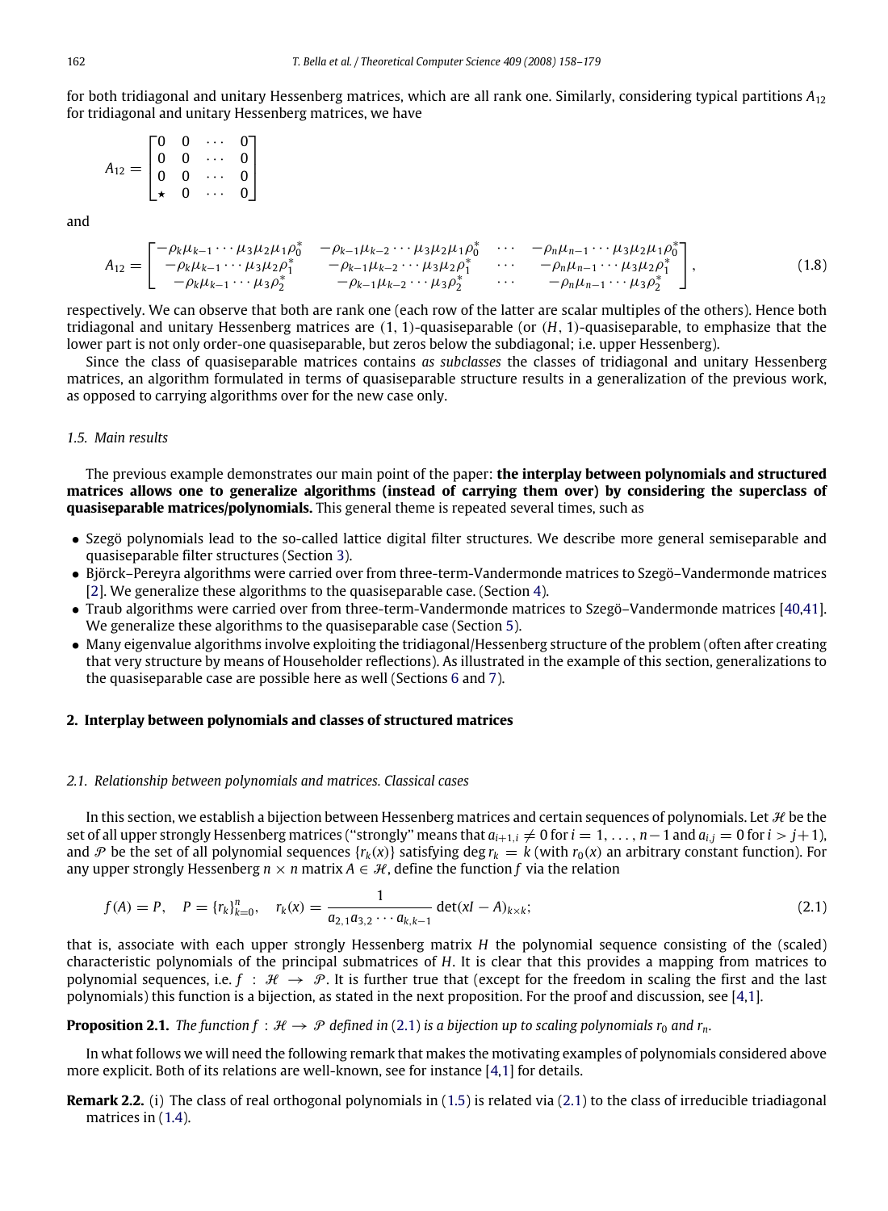for both tridiagonal and unitary Hessenberg matrices, which are all rank one. Similarly, considering typical partitions $A_{12}$ for tridiagonal and unitary Hessenberg matrices, we have

$$A_{12} = \begin{bmatrix} 0 & 0 & \cdots & 0 \\ 0 & 0 & \cdots & 0 \\ 0 & 0 & \cdots & 0 \\ \star & 0 & \cdots & 0 \end{bmatrix}$$

and

$$A_{12} = \begin{bmatrix} -\rho_k\mu_{k-1}\cdots\mu_3\mu_2\mu_1\rho_0^* & -\rho_{k-1}\mu_{k-2}\cdots\mu_3\mu_2\mu_1\rho_0^* & \cdots & -\rho_n\mu_{n-1}\cdots\mu_3\mu_2\mu_1\rho_0^* \\ -\rho_k\mu_{k-1}\cdots\mu_3\mu_2\rho_1^* & -\rho_{k-1}\mu_{k-2}\cdots\mu_3\mu_2\rho_1^* & \cdots & -\rho_n\mu_{n-1}\cdots\mu_3\mu_2\rho_1^* \\ -\rho_k\mu_{k-1}\cdots\mu_3\rho_2^* & -\rho_{k-1}\mu_{k-2}\cdots\mu_3\rho_2^* & \cdots & -\rho_n\mu_{n-1}\cdots\mu_3\rho_2^* \end{bmatrix}, \tag{1.8}$$

respectively. We can observe that both are rank one (each row of the latter are scalar multiples of the others). Hence both tridiagonal and unitary Hessenberg matrices are $(1, 1)$-quasiseparable (or $(H, 1)$-quasiseparable, to emphasize that the lower part is not only order-one quasiseparable, but zeros below the subdiagonal; i.e. upper Hessenberg).

Since the class of quasiseparable matrices contains *as subclasses* the classes of tridiagonal and unitary Hessenberg matrices, an algorithm formulated in terms of quasiseparable structure results in a generalization of the previous work, as opposed to carrying algorithms over for the new case only.

### 1.5. Main results

The previous example demonstrates our main point of the paper: **the interplay between polynomials and structured matrices allows one to generalize algorithms (instead of carrying them over) by considering the superclass of quasiseparable matrices/polynomials.** This general theme is repeated several times, such as

- Szegö polynomials lead to the so-called lattice digital filter structures. We describe more general semiseparable and quasiseparable filter structures (Section 3).
- Björck–Pereyra algorithms were carried over from three-term-Vandermonde matrices to Szegö–Vandermonde matrices [2]. We generalize these algorithms to the quasiseparable case. (Section 4).
- Traub algorithms were carried over from three-term-Vandermonde matrices to Szegö–Vandermonde matrices [40,41]. We generalize these algorithms to the quasiseparable case (Section 5).
- Many eigenvalue algorithms involve exploiting the tridiagonal/Hessenberg structure of the problem (often after creating that very structure by means of Householder reflections). As illustrated in the example of this section, generalizations to the quasiseparable case are possible here as well (Sections 6 and 7).

## 2. Interplay between polynomials and classes of structured matrices

### 2.1. Relationship between polynomials and matrices. Classical cases

In this section, we establish a bijection between Hessenberg matrices and certain sequences of polynomials. Let $\mathscr{H}$ be the set of all upper strongly Hessenberg matrices ("strongly" means that $a_{i+1,i} \neq 0$ for $i = 1, \ldots, n-1$ and $a_{i,j} = 0$ for $i > j+1$), and $\mathscr{P}$ be the set of all polynomial sequences $\{r_k(x)\}$ satisfying $\deg r_k = k$ (with $r_0(x)$ an arbitrary constant function). For any upper strongly Hessenberg $n \times n$ matrix $A \in \mathscr{H}$, define the function $f$ via the relation

$$f(A) = P, \quad P = \{r_k\}_{k=0}^{n}, \quad r_k(x) = \frac{1}{a_{2,1}a_{3,2}\cdots a_{k,k-1}} \det(xI - A)_{k\times k}; \tag{2.1}$$

that is, associate with each upper strongly Hessenberg matrix $H$ the polynomial sequence consisting of the (scaled) characteristic polynomials of the principal submatrices of $H$. It is clear that this provides a mapping from matrices to polynomial sequences, i.e. $f : \mathscr{H} \to \mathscr{P}$. It is further true that (except for the freedom in scaling the first and the last polynomials) this function is a bijection, as stated in the next proposition. For the proof and discussion, see [4,1].

**Proposition 2.1.** *The function $f : \mathscr{H} \to \mathscr{P}$ defined in (2.1) is a bijection up to scaling polynomials $r_0$ and $r_n$.*

In what follows we will need the following remark that makes the motivating examples of polynomials considered above more explicit. Both of its relations are well-known, see for instance [4,1] for details.

**Remark 2.2.** (i) The class of real orthogonal polynomials in (1.5) is related via (2.1) to the class of irreducible triadiagonal matrices in (1.4).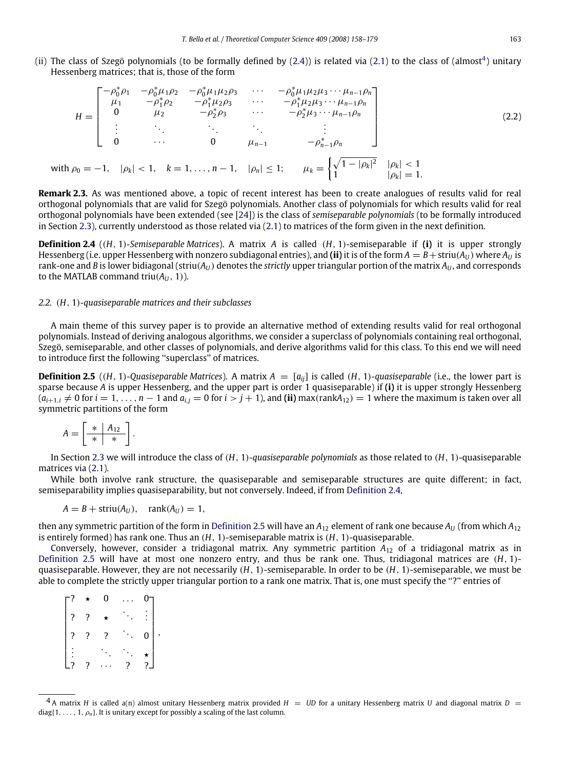(ii) The class of Szegö polynomials (to be formally defined by (2.4)) is related via (2.1) to the class of (almost[4]) unitary Hessenberg matrices; that is, those of the form

$$H = \begin{bmatrix} -\rho_0^*\rho_1 & -\rho_0^*\mu_1\rho_2 & -\rho_0^*\mu_1\mu_2\rho_3 & \cdots & -\rho_0^*\mu_1\mu_2\mu_3\cdots\mu_{n-1}\rho_n \\ \mu_1 & -\rho_1^*\rho_2 & -\rho_1^*\mu_2\rho_3 & \cdots & -\rho_1^*\mu_2\mu_3\cdots\mu_{n-1}\rho_n \\ 0 & \mu_2 & -\rho_2^*\rho_3 & \cdots & -\rho_2^*\mu_3\cdots\mu_{n-1}\rho_n \\ \vdots & \ddots & \ddots & \ddots & \vdots \\ 0 & \cdots & 0 & \mu_{n-1} & -\rho_{n-1}^*\rho_n \end{bmatrix} \tag{2.2}$$

with $\rho_0 = -1, \quad |\rho_k| < 1, \quad k = 1, \ldots, n-1, \quad |\rho_n| \leq 1; \qquad \mu_k = \begin{cases} \sqrt{1-|\rho_k|^2} & |\rho_k| < 1 \\ 1 & |\rho_k| = 1. \end{cases}$

**Remark 2.3.** As was mentioned above, a topic of recent interest has been to create analogues of results valid for real orthogonal polynomials that are valid for Szegö polynomials. Another class of polynomials for which results valid for real orthogonal polynomials have been extended (see [24]) is the class of *semiseparable polynomials* (to be formally introduced in Section 2.3), currently understood as those related via (2.1) to matrices of the form given in the next definition.

**Definition 2.4** (*$(H, 1)$-Semiseparable Matrices*). A matrix $A$ is called $(H, 1)$-semiseparable if **(i)** it is upper strongly Hessenberg (i.e. upper Hessenberg with nonzero subdiagonal entries), and **(ii)** it is of the form $A = B + \text{striu}(A_U)$ where $A_U$ is rank-one and $B$ is lower bidiagonal ($\text{striu}(A_U)$ denotes the *strictly* upper triangular portion of the matrix $A_U$, and corresponds to the MATLAB command $\text{triu}(A_U, 1)$).

### 2.2. $(H, 1)$-quasiseparable matrices and their subclasses

A main theme of this survey paper is to provide an alternative method of extending results valid for real orthogonal polynomials. Instead of deriving analogous algorithms, we consider a superclass of polynomials containing real orthogonal, Szegö, semiseparable, and other classes of polynomials, and derive algorithms valid for this class. To this end we will need to introduce first the following "superclass" of matrices.

**Definition 2.5** (*$(H, 1)$-Quasiseparable Matrices*). A matrix $A = [a_{ij}]$ is called $(H, 1)$-*quasiseparable* (i.e., the lower part is sparse because $A$ is upper Hessenberg, and the upper part is order 1 quasiseparable) if **(i)** it is upper strongly Hessenberg ($a_{i+1,i} \neq 0$ for $i = 1, \ldots, n-1$ and $a_{i,j} = 0$ for $i > j+1$), and **(ii)** $\max(\text{rank}A_{12}) = 1$ where the maximum is taken over all symmetric partitions of the form

$$A = \left[\begin{array}{c|c} * & A_{12} \\ \hline * & * \end{array}\right].$$

In Section 2.3 we will introduce the class of $(H, 1)$-*quasiseparable polynomials* as those related to $(H, 1)$-quasiseparable matrices via (2.1).

While both involve rank structure, the quasiseparable and semiseparable structures are quite different; in fact, semiseparability implies quasiseparability, but not conversely. Indeed, if from Definition 2.4,

$$A = B + \text{striu}(A_U), \quad \text{rank}(A_U) = 1,$$

then any symmetric partition of the form in Definition 2.5 will have an $A_{12}$ element of rank one because $A_U$ (from which $A_{12}$ is entirely formed) has rank one. Thus an $(H, 1)$-semiseparable matrix is $(H, 1)$-quasiseparable.

Conversely, however, consider a tridiagonal matrix. Any symmetric partition $A_{12}$ of a tridiagonal matrix as in Definition 2.5 will have at most one nonzero entry, and thus be rank one. Thus, tridiagonal matrices are $(H, 1)$-quasiseparable. However, they are not necessarily $(H, 1)$-semiseparable. In order to be $(H, 1)$-semiseparable, we must be able to complete the strictly upper triangular portion to a rank one matrix. That is, one must specify the "?" entries of

$$\begin{bmatrix} ? & \star & 0 & \cdots & 0 \\ ? & ? & \star & \ddots & \vdots \\ ? & ? & ? & \ddots & 0 \\ \vdots & & \ddots & \ddots & \star \\ ? & ? & \cdots & ? & ? \end{bmatrix},$$

[4] A matrix $H$ is called a(n) almost unitary Hessenberg matrix provided $H = UD$ for a unitary Hessenberg matrix $U$ and diagonal matrix $D = \text{diag}\{1, \ldots, 1, \rho_n\}$. It is unitary except for possibly a scaling of the last column.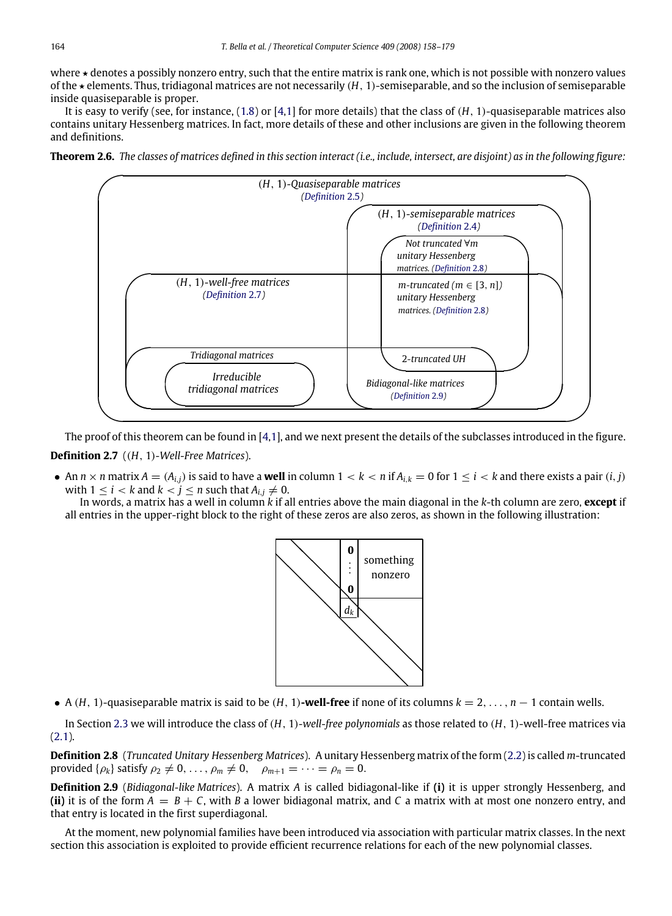where ⋆ denotes a possibly nonzero entry, such that the entire matrix is rank one, which is not possible with nonzero values of the ⋆ elements. Thus, tridiagonal matrices are not necessarily $(H, 1)$-semiseparable, and so the inclusion of semiseparable inside quasiseparable is proper.

It is easy to verify (see, for instance, (1.8) or [4,1] for more details) that the class of $(H, 1)$-quasiseparable matrices also contains unitary Hessenberg matrices. In fact, more details of these and other inclusions are given in the following theorem and definitions.

**Theorem 2.6.** *The classes of matrices defined in this section interact (i.e., include, intersect, are disjoint) as in the following figure:*

*(H, 1)-Quasiseparable matrices (Definition 2.5)*

*(H, 1)-semiseparable matrices (Definition 2.4)*

*Not truncated ∀m unitary Hessenberg matrices. (Definition 2.8)*

*(H, 1)-well-free matrices (Definition 2.7)*

*m-truncated ($m \in [3, n]$) unitary Hessenberg matrices. (Definition 2.8)*

*Tridiagonal matrices*

*2-truncated UH*

*Irreducible tridiagonal matrices*

*Bidiagonal-like matrices (Definition 2.9)*

The proof of this theorem can be found in [4,1], and we next present the details of the subclasses introduced in the figure.

**Definition 2.7** (*(H, 1)-Well-Free Matrices*).

- An $n \times n$ matrix $A = (A_{i,j})$ is said to have a **well** in column $1 < k < n$ if $A_{i,k} = 0$ for $1 \leq i < k$ and there exists a pair $(i, j)$ with $1 \leq i < k$ and $k < j \leq n$ such that $A_{i,j} \neq 0$.

  In words, a matrix has a well in column $k$ if all entries above the main diagonal in the $k$-th column are zero, **except** if all entries in the upper-right block to the right of these zeros are also zeros, as shown in the following illustration:

  [Illustration: column $k$ with entries **0** ⋮ **0** above diagonal entry $d_k$; block to the right labeled "something nonzero"]

- A $(H, 1)$-quasiseparable matrix is said to be $(H, 1)$-**well-free** if none of its columns $k = 2, \ldots, n-1$ contain wells.

In Section 2.3 we will introduce the class of $(H, 1)$-*well-free polynomials* as those related to $(H, 1)$-well-free matrices via (2.1).

**Definition 2.8** (*Truncated Unitary Hessenberg Matrices*). A unitary Hessenberg matrix of the form (2.2) is called $m$-truncated provided $\{\rho_k\}$ satisfy $\rho_2 \neq 0, \ldots, \rho_m \neq 0, \quad \rho_{m+1} = \cdots = \rho_n = 0$.

**Definition 2.9** (*Bidiagonal-like Matrices*). A matrix $A$ is called bidiagonal-like if **(i)** it is upper strongly Hessenberg, and **(ii)** it is of the form $A = B + C$, with $B$ a lower bidiagonal matrix, and $C$ a matrix with at most one nonzero entry, and that entry is located in the first superdiagonal.

At the moment, new polynomial families have been introduced via association with particular matrix classes. In the next section this association is exploited to provide efficient recurrence relations for each of the new polynomial classes.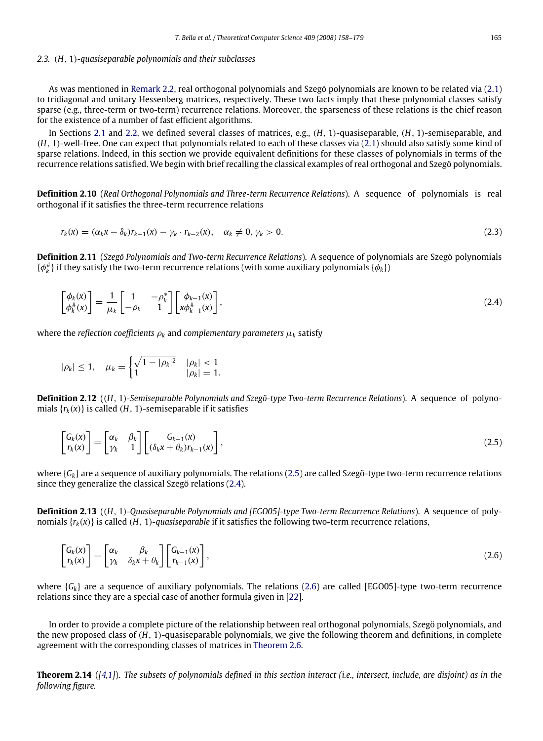### 2.3. $(H, 1)$-quasiseparable polynomials and their subclasses

As was mentioned in Remark 2.2, real orthogonal polynomials and Szegö polynomials are known to be related via (2.1) to tridiagonal and unitary Hessenberg matrices, respectively. These two facts imply that these polynomial classes satisfy sparse (e.g., three-term or two-term) recurrence relations. Moreover, the sparseness of these relations is the chief reason for the existence of a number of fast efficient algorithms.

In Sections 2.1 and 2.2, we defined several classes of matrices, e.g., $(H, 1)$-quasiseparable, $(H, 1)$-semiseparable, and $(H, 1)$-well-free. One can expect that polynomials related to each of these classes via (2.1) should also satisfy some kind of sparse relations. Indeed, in this section we provide equivalent definitions for these classes of polynomials in terms of the recurrence relations satisfied. We begin with brief recalling the classical examples of real orthogonal and Szegö polynomials.

**Definition 2.10** (*Real Orthogonal Polynomials and Three-term Recurrence Relations*). A sequence of polynomials is real orthogonal if it satisfies the three-term recurrence relations

$$r_k(x) = (\alpha_k x - \delta_k) r_{k-1}(x) - \gamma_k \cdot r_{k-2}(x), \quad \alpha_k \neq 0, \gamma_k > 0. \tag{2.3}$$

**Definition 2.11** (*Szegö Polynomials and Two-term Recurrence Relations*). A sequence of polynomials are Szegö polynomials $\{\phi_k^{\#}\}$ if they satisfy the two-term recurrence relations (with some auxiliary polynomials $\{\phi_k\}$)

$$\begin{bmatrix} \phi_k(x) \\ \phi_k^{\#}(x) \end{bmatrix} = \frac{1}{\mu_k} \begin{bmatrix} 1 & -\rho_k^* \\ -\rho_k & 1 \end{bmatrix} \begin{bmatrix} \phi_{k-1}(x) \\ x\phi_{k-1}^{\#}(x) \end{bmatrix}, \tag{2.4}$$

where the *reflection coefficients* $\rho_k$ and *complementary parameters* $\mu_k$ satisfy

$$|\rho_k| \leq 1, \quad \mu_k = \begin{cases} \sqrt{1 - |\rho_k|^2} & |\rho_k| < 1 \\ 1 & |\rho_k| = 1. \end{cases}$$

**Definition 2.12** (*$(H, 1)$-Semiseparable Polynomials and Szegö-type Two-term Recurrence Relations*). A sequence of polynomials $\{r_k(x)\}$ is called $(H, 1)$-semiseparable if it satisfies

$$\begin{bmatrix} G_k(x) \\ r_k(x) \end{bmatrix} = \begin{bmatrix} \alpha_k & \beta_k \\ \gamma_k & 1 \end{bmatrix} \begin{bmatrix} G_{k-1}(x) \\ (\delta_k x + \theta_k) r_{k-1}(x) \end{bmatrix}, \tag{2.5}$$

where $\{G_k\}$ are a sequence of auxiliary polynomials. The relations (2.5) are called Szegö-type two-term recurrence relations since they generalize the classical Szegö relations (2.4).

**Definition 2.13** (*$(H, 1)$-Quasiseparable Polynomials and [EGO05]-type Two-term Recurrence Relations*). A sequence of polynomials $\{r_k(x)\}$ is called $(H, 1)$-*quasiseparable* if it satisfies the following two-term recurrence relations,

$$\begin{bmatrix} G_k(x) \\ r_k(x) \end{bmatrix} = \begin{bmatrix} \alpha_k & \beta_k \\ \gamma_k & \delta_k x + \theta_k \end{bmatrix} \begin{bmatrix} G_{k-1}(x) \\ r_{k-1}(x) \end{bmatrix}, \tag{2.6}$$

where $\{G_k\}$ are a sequence of auxiliary polynomials. The relations (2.6) are called [EGO05]-type two-term recurrence relations since they are a special case of another formula given in [22].

In order to provide a complete picture of the relationship between real orthogonal polynomials, Szegö polynomials, and the new proposed class of $(H, 1)$-quasiseparable polynomials, we give the following theorem and definitions, in complete agreement with the corresponding classes of matrices in Theorem 2.6.

**Theorem 2.14** (*[4,1]*). *The subsets of polynomials defined in this section interact (i.e., intersect, include, are disjoint) as in the following figure.*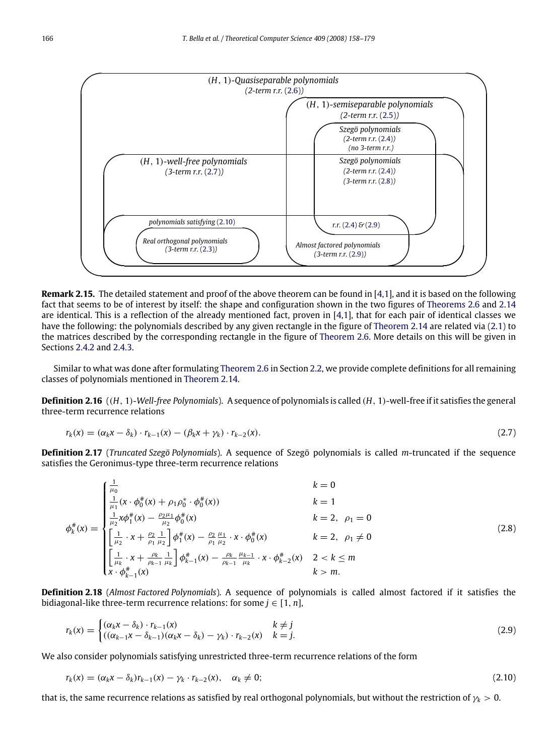(H, 1)-Quasiseparable polynomials
(2-term r.r. (2.6))

(H, 1)-semiseparable polynomials
(2-term r.r. (2.5))

Szegö polynomials
(2-term r.r. (2.4))
(no 3-term r.r.)

(H, 1)-well-free polynomials
(3-term r.r. (2.7))

Szegö polynomials
(2-term r.r. (2.4))
(3-term r.r. (2.8))

polynomials satisfying (2.10)

r.r. (2.4) & (2.9)

Real orthogonal polynomials
(3-term r.r. (2.3))

Almost factored polynomials
(3-term r.r. (2.9))

**Remark 2.15.** The detailed statement and proof of the above theorem can be found in [4,1], and it is based on the following fact that seems to be of interest by itself: the shape and configuration shown in the two figures of Theorems 2.6 and 2.14 are identical. This is a reflection of the already mentioned fact, proven in [4,1], that for each pair of identical classes we have the following: the polynomials described by any given rectangle in the figure of Theorem 2.14 are related via (2.1) to the matrices described by the corresponding rectangle in the figure of Theorem 2.6. More details on this will be given in Sections 2.4.2 and 2.4.3.

Similar to what was done after formulating Theorem 2.6 in Section 2.2, we provide complete definitions for all remaining classes of polynomials mentioned in Theorem 2.14.

**Definition 2.16** (*(H, 1)-Well-free Polynomials*). A sequence of polynomials is called $(H, 1)$-well-free if it satisfies the general three-term recurrence relations

$$r_k(x) = (\alpha_k x - \delta_k) \cdot r_{k-1}(x) - (\beta_k x + \gamma_k) \cdot r_{k-2}(x). \tag{2.7}$$

**Definition 2.17** (*Truncated Szegö Polynomials*). A sequence of Szegö polynomials is called $m$-truncated if the sequence satisfies the Geronimus-type three-term recurrence relations

$$\phi_k^{\#}(x) = \begin{cases} \frac{1}{\mu_0} & k = 0 \\ \frac{1}{\mu_1}(x \cdot \phi_0^{\#}(x) + \rho_1 \rho_0^* \cdot \phi_0^{\#}(x)) & k = 1 \\ \frac{1}{\mu_2} x \phi_1^{\#}(x) - \frac{\rho_2 \mu_1}{\mu_2} \phi_0^{\#}(x) & k = 2, \ \ \rho_1 = 0 \\ \left[\frac{1}{\mu_2} \cdot x + \frac{\rho_2}{\rho_1} \frac{1}{\mu_2}\right] \phi_1^{\#}(x) - \frac{\rho_2}{\rho_1} \frac{\mu_1}{\mu_2} \cdot x \cdot \phi_0^{\#}(x) & k = 2, \ \ \rho_1 \neq 0 \\ \left[\frac{1}{\mu_k} \cdot x + \frac{\rho_k}{\rho_{k-1}} \frac{1}{\mu_k}\right] \phi_{k-1}^{\#}(x) - \frac{\rho_k}{\rho_{k-1}} \frac{\mu_{k-1}}{\mu_k} \cdot x \cdot \phi_{k-2}^{\#}(x) & 2 < k \leq m \\ x \cdot \phi_{k-1}^{\#}(x) & k > m. \end{cases} \tag{2.8}$$

**Definition 2.18** (*Almost Factored Polynomials*). A sequence of polynomials is called almost factored if it satisfies the bidiagonal-like three-term recurrence relations: for some $j \in [1, n]$,

$$r_k(x) = \begin{cases} (\alpha_k x - \delta_k) \cdot r_{k-1}(x) & k \neq j \\ ((\alpha_{k-1} x - \delta_{k-1})(\alpha_k x - \delta_k) - \gamma_k) \cdot r_{k-2}(x) & k = j. \end{cases} \tag{2.9}$$

We also consider polynomials satisfying unrestricted three-term recurrence relations of the form

$$r_k(x) = (\alpha_k x - \delta_k) r_{k-1}(x) - \gamma_k \cdot r_{k-2}(x), \quad \alpha_k \neq 0; \tag{2.10}$$

that is, the same recurrence relations as satisfied by real orthogonal polynomials, but without the restriction of $\gamma_k > 0$.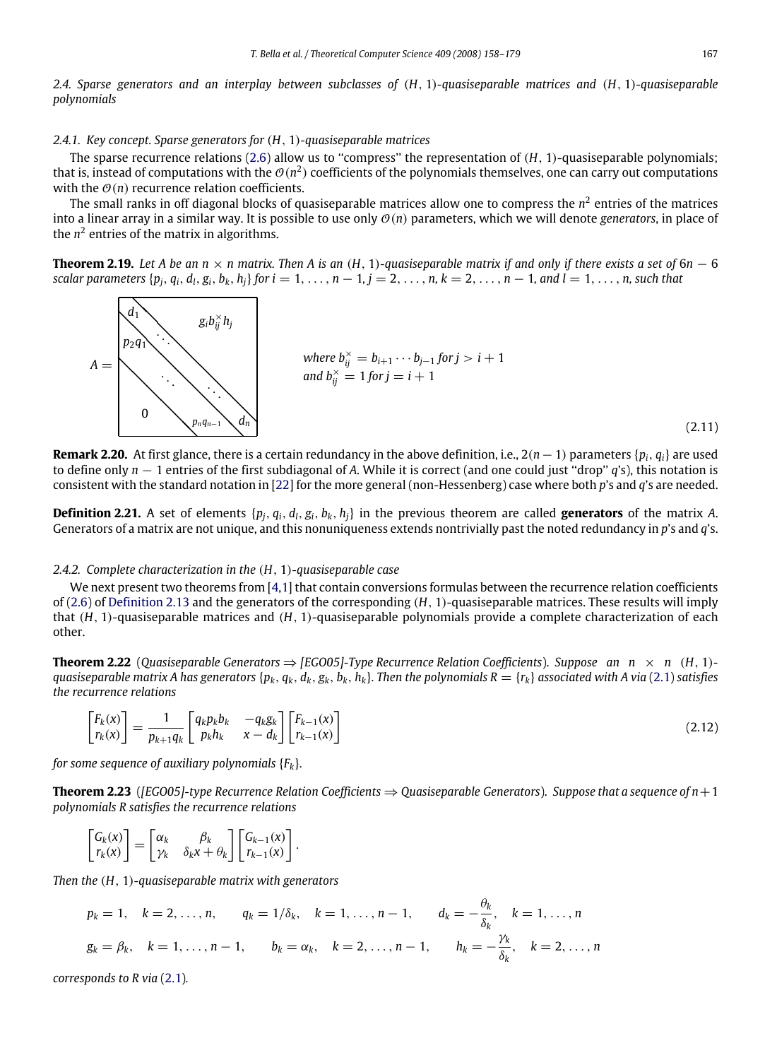### 2.4. Sparse generators and an interplay between subclasses of $(H, 1)$-quasiseparable matrices and $(H, 1)$-quasiseparable polynomials

#### 2.4.1. Key concept. Sparse generators for $(H, 1)$-quasiseparable matrices

The sparse recurrence relations (2.6) allow us to "compress" the representation of $(H, 1)$-quasiseparable polynomials; that is, instead of computations with the $\mathcal{O}(n^2)$ coefficients of the polynomials themselves, one can carry out computations with the $\mathcal{O}(n)$ recurrence relation coefficients.

The small ranks in off diagonal blocks of quasiseparable matrices allow one to compress the $n^2$ entries of the matrices into a linear array in a similar way. It is possible to use only $\mathcal{O}(n)$ parameters, which we will denote *generators*, in place of the $n^2$ entries of the matrix in algorithms.

**Theorem 2.19.** *Let $A$ be an $n \times n$ matrix. Then $A$ is an $(H, 1)$-quasiseparable matrix if and only if there exists a set of $6n - 6$ scalar parameters $\{p_j, q_i, d_l, g_i, b_k, h_j\}$ for $i = 1, \ldots, n-1$, $j = 2, \ldots, n$, $k = 2, \ldots, n-1$, and $l = 1, \ldots, n$, such that*

$$A = \begin{bmatrix} d_1 & & g_i b_{ij}^{\times} h_j \\ p_2 q_1 & \ddots & \\ & \ddots & \ddots \\ 0 & p_n q_{n-1} & d_n \end{bmatrix} \qquad \text{where } b_{ij}^{\times} = b_{i+1} \cdots b_{j-1} \text{ for } j > i+1 \text{ and } b_{ij}^{\times} = 1 \text{ for } j = i+1 \tag{2.11}$$

**Remark 2.20.** At first glance, there is a certain redundancy in the above definition, i.e., $2(n-1)$ parameters $\{p_i, q_i\}$ are used to define only $n-1$ entries of the first subdiagonal of $A$. While it is correct (and one could just "drop" $q$'s), this notation is consistent with the standard notation in [22] for the more general (non-Hessenberg) case where both $p$'s and $q$'s are needed.

**Definition 2.21.** A set of elements $\{p_j, q_i, d_l, g_i, b_k, h_j\}$ in the previous theorem are called **generators** of the matrix $A$. Generators of a matrix are not unique, and this nonuniqueness extends nontrivially past the noted redundancy in $p$'s and $q$'s.

#### 2.4.2. Complete characterization in the $(H, 1)$-quasiseparable case

We next present two theorems from [4,1] that contain conversions formulas between the recurrence relation coefficients of (2.6) of Definition 2.13 and the generators of the corresponding $(H, 1)$-quasiseparable matrices. These results will imply that $(H, 1)$-quasiseparable matrices and $(H, 1)$-quasiseparable polynomials provide a complete characterization of each other.

**Theorem 2.22** (*Quasiseparable Generators ⇒ [EGO05]-Type Recurrence Relation Coefficients*). *Suppose an $n \times n$ $(H, 1)$-quasiseparable matrix $A$ has generators $\{p_k, q_k, d_k, g_k, b_k, h_k\}$. Then the polynomials $R = \{r_k\}$ associated with $A$ via (2.1) satisfies the recurrence relations*

$$\begin{bmatrix} F_k(x) \\ r_k(x) \end{bmatrix} = \frac{1}{p_{k+1} q_k} \begin{bmatrix} q_k p_k b_k & -q_k g_k \\ p_k h_k & x - d_k \end{bmatrix} \begin{bmatrix} F_{k-1}(x) \\ r_{k-1}(x) \end{bmatrix} \tag{2.12}$$

*for some sequence of auxiliary polynomials $\{F_k\}$.*

**Theorem 2.23** (*[EGO05]-type Recurrence Relation Coefficients ⇒ Quasiseparable Generators*). *Suppose that a sequence of $n+1$ polynomials $R$ satisfies the recurrence relations*

$$\begin{bmatrix} G_k(x) \\ r_k(x) \end{bmatrix} = \begin{bmatrix} \alpha_k & \beta_k \\ \gamma_k & \delta_k x + \theta_k \end{bmatrix} \begin{bmatrix} G_{k-1}(x) \\ r_{k-1}(x) \end{bmatrix}.$$

*Then the $(H, 1)$-quasiseparable matrix with generators*

$$p_k = 1, \quad k = 2, \ldots, n, \qquad q_k = 1/\delta_k, \quad k = 1, \ldots, n-1, \qquad d_k = -\frac{\theta_k}{\delta_k}, \quad k = 1, \ldots, n$$

$$g_k = \beta_k, \quad k = 1, \ldots, n-1, \qquad b_k = \alpha_k, \quad k = 2, \ldots, n-1, \qquad h_k = -\frac{\gamma_k}{\delta_k}, \quad k = 2, \ldots, n$$

*corresponds to $R$ via (2.1).*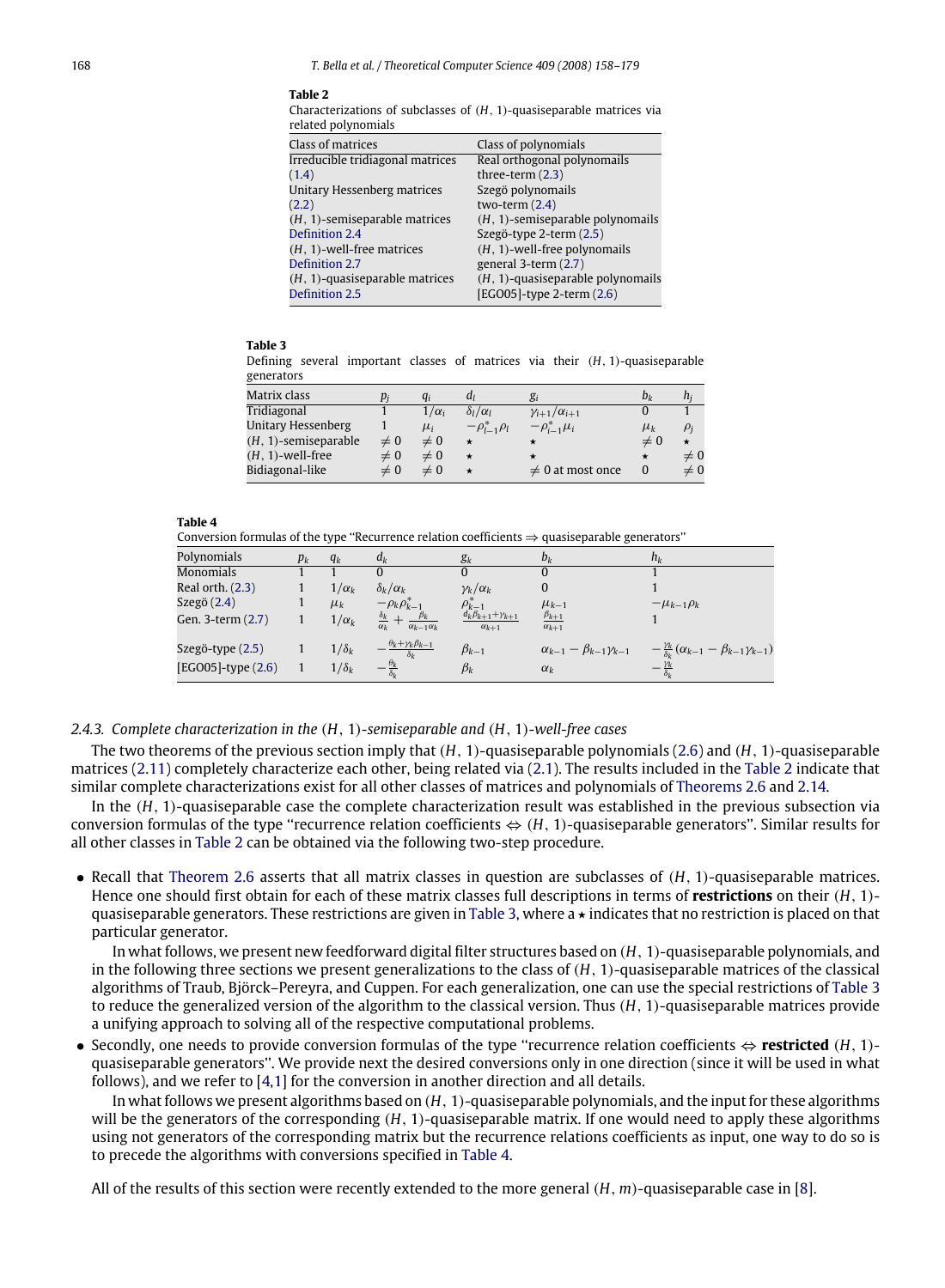**Table 2**
Characterizations of subclasses of $(H, 1)$-quasiseparable matrices via related polynomials

| Class of matrices | Class of polynomials |
|---|---|
| Irreducible tridiagonal matrices (1.4) | Real orthogonal polynomails three-term (2.3) |
| Unitary Hessenberg matrices (2.2) | Szegö polynomails two-term (2.4) |
| $(H, 1)$-semiseparable matrices Definition 2.4 | $(H, 1)$-semiseparable polynomails Szegö-type 2-term (2.5) |
| $(H, 1)$-well-free matrices Definition 2.7 | $(H, 1)$-well-free polynomails general 3-term (2.7) |
| $(H, 1)$-quasiseparable matrices Definition 2.5 | $(H, 1)$-quasiseparable polynomails [EGO05]-type 2-term (2.6) |

**Table 3**
Defining several important classes of matrices via their $(H, 1)$-quasiseparable generators

| Matrix class | $p_j$ | $q_i$ | $d_l$ | $g_i$ | $b_k$ | $h_j$ |
|---|---|---|---|---|---|---|
| Tridiagonal | 1 | $1/\alpha_i$ | $\delta_l/\alpha_l$ | $\gamma_{i+1}/\alpha_{i+1}$ | 0 | 1 |
| Unitary Hessenberg | 1 | $\mu_i$ | $-\rho^*_{l-1}\rho_l$ | $-\rho^*_{i-1}\mu_i$ | $\mu_k$ | $\rho_j$ |
| $(H, 1)$-semiseparable | $\neq 0$ | $\neq 0$ | $\star$ | $\star$ | $\neq 0$ | $\star$ |
| $(H, 1)$-well-free | $\neq 0$ | $\neq 0$ | $\star$ | $\star$ | $\star$ | $\neq 0$ |
| Bidiagonal-like | $\neq 0$ | $\neq 0$ | $\star$ | $\neq 0$ at most once | 0 | $\neq 0$ |

**Table 4**
Conversion formulas of the type "Recurrence relation coefficients ⇒ quasiseparable generators"

| Polynomials | $p_k$ | $q_k$ | $d_k$ | $g_k$ | $b_k$ | $h_k$ |
|---|---|---|---|---|---|---|
| Monomials | 1 | 1 | 0 | 0 | 0 | 1 |
| Real orth. (2.3) | 1 | $1/\alpha_k$ | $\delta_k/\alpha_k$ | $\gamma_k/\alpha_k$ | 0 | 1 |
| Szegö (2.4) | 1 | $\mu_k$ | $-\rho_k\rho^*_{k-1}$ | $\rho^*_{k-1}$ | $\mu_{k-1}$ | $-\mu_{k-1}\rho_k$ |
| Gen. 3-term (2.7) | 1 | $1/\alpha_k$ | $\frac{\delta_k}{\alpha_k} + \frac{\beta_k}{\alpha_{k-1}\alpha_k}$ | $\frac{d_k\beta_{k+1}+\gamma_{k+1}}{\alpha_{k+1}}$ | $\frac{\beta_{k+1}}{\alpha_{k+1}}$ | 1 |
| Szegö-type (2.5) | 1 | $1/\delta_k$ | $-\frac{\theta_k+\gamma_k\beta_{k-1}}{\delta_k}$ | $\beta_{k-1}$ | $\alpha_{k-1}-\beta_{k-1}\gamma_{k-1}$ | $-\frac{\gamma_k}{\delta_k}(\alpha_{k-1}-\beta_{k-1}\gamma_{k-1})$ |
| [EGO05]-type (2.6) | 1 | $1/\delta_k$ | $-\frac{\theta_k}{\delta_k}$ | $\beta_k$ | $\alpha_k$ | $-\frac{\gamma_k}{\delta_k}$ |

### 2.4.3. *Complete characterization in the $(H, 1)$-semiseparable and $(H, 1)$-well-free cases*

The two theorems of the previous section imply that $(H, 1)$-quasiseparable polynomials (2.6) and $(H, 1)$-quasiseparable matrices (2.11) completely characterize each other, being related via (2.1). The results included in the Table 2 indicate that similar complete characterizations exist for all other classes of matrices and polynomials of Theorems 2.6 and 2.14.

In the $(H, 1)$-quasiseparable case the complete characterization result was established in the previous subsection via conversion formulas of the type "recurrence relation coefficients ⇔ $(H, 1)$-quasiseparable generators". Similar results for all other classes in Table 2 can be obtained via the following two-step procedure.

- Recall that Theorem 2.6 asserts that all matrix classes in question are subclasses of $(H, 1)$-quasiseparable matrices. Hence one should first obtain for each of these matrix classes full descriptions in terms of **restrictions** on their $(H, 1)$-quasiseparable generators. These restrictions are given in Table 3, where a $\star$ indicates that no restriction is placed on that particular generator.

  In what follows, we present new feedforward digital filter structures based on $(H, 1)$-quasiseparable polynomials, and in the following three sections we present generalizations to the class of $(H, 1)$-quasiseparable matrices of the classical algorithms of Traub, Björck–Pereyra, and Cuppen. For each generalization, one can use the special restrictions of Table 3 to reduce the generalized version of the algorithm to the classical version. Thus $(H, 1)$-quasiseparable matrices provide a unifying approach to solving all of the respective computational problems.
- Secondly, one needs to provide conversion formulas of the type "recurrence relation coefficients ⇔ **restricted** $(H, 1)$-quasiseparable generators". We provide next the desired conversions only in one direction (since it will be used in what follows), and we refer to [4,1] for the conversion in another direction and all details.

  In what follows we present algorithms based on $(H, 1)$-quasiseparable polynomials, and the input for these algorithms will be the generators of the corresponding $(H, 1)$-quasiseparable matrix. If one would need to apply these algorithms using not generators of the corresponding matrix but the recurrence relations coefficients as input, one way to do so is to precede the algorithms with conversions specified in Table 4.

All of the results of this section were recently extended to the more general $(H, m)$-quasiseparable case in [8].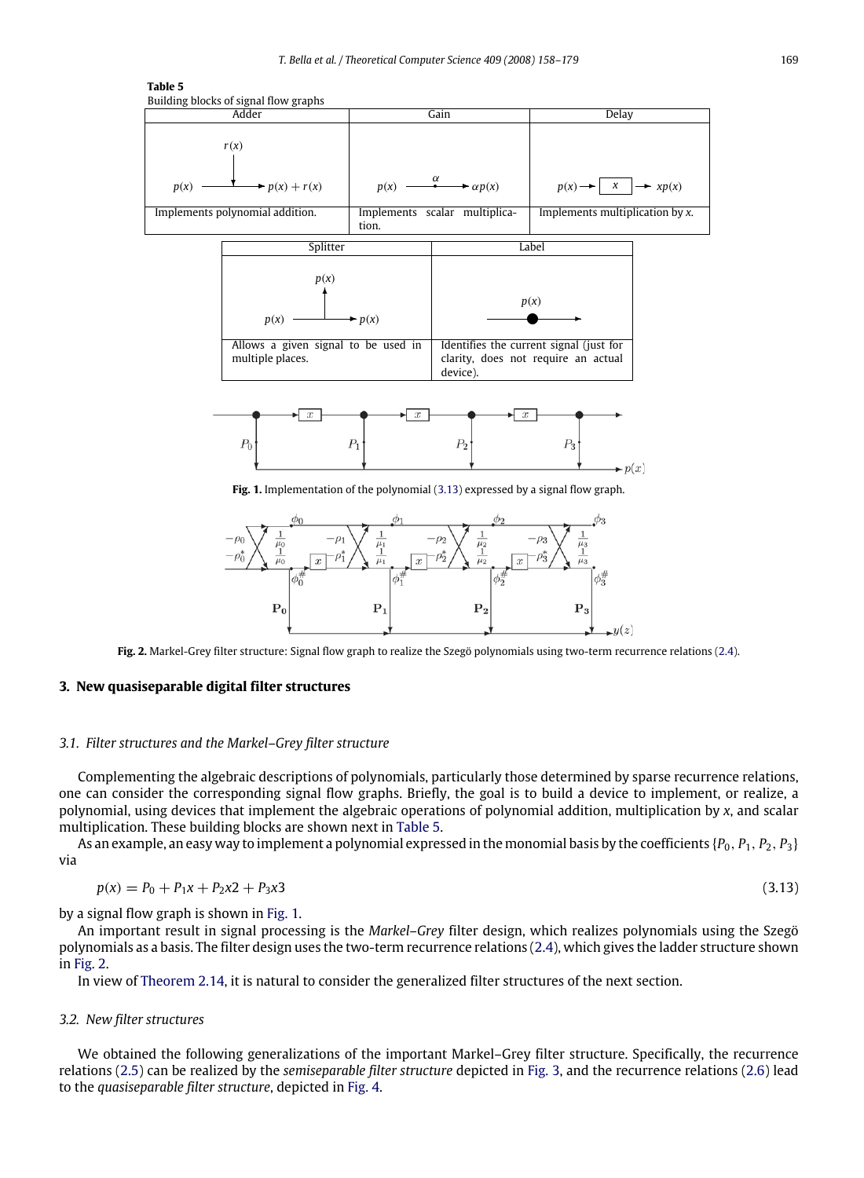**Table 5**
Building blocks of signal flow graphs

| Adder | Gain | Delay |
|---|---|---|
| $p(x) \to p(x)+r(x)$ (with input $r(x)$) | $p(x) \xrightarrow{\alpha} \alpha p(x)$ | $p(x) \to \boxed{x} \to xp(x)$ |
| Implements polynomial addition. | Implements scalar multiplication. | Implements multiplication by $x$. |

| Splitter | Label |
|---|---|
| $p(x) \to p(x)$, $p(x)$ | $p(x)$ |
| Allows a given signal to be used in multiple places. | Identifies the current signal (just for clarity, does not require an actual device). |

**Fig. 1.** Implementation of the polynomial (3.13) expressed by a signal flow graph.

**Fig. 2.** Markel-Grey filter structure: Signal flow graph to realize the Szegö polynomials using two-term recurrence relations (2.4).

## 3. New quasiseparable digital filter structures

### 3.1. Filter structures and the Markel–Grey filter structure

Complementing the algebraic descriptions of polynomials, particularly those determined by sparse recurrence relations, one can consider the corresponding signal flow graphs. Briefly, the goal is to build a device to implement, or realize, a polynomial, using devices that implement the algebraic operations of polynomial addition, multiplication by $x$, and scalar multiplication. These building blocks are shown next in Table 5.

As an example, an easy way to implement a polynomial expressed in the monomial basis by the coefficients $\{P_0, P_1, P_2, P_3\}$ via

$$p(x) = P_0 + P_1 x + P_2 x2 + P_3 x3 \tag{3.13}$$

by a signal flow graph is shown in Fig. 1.

An important result in signal processing is the *Markel–Grey* filter design, which realizes polynomials using the Szegö polynomials as a basis. The filter design uses the two-term recurrence relations (2.4), which gives the ladder structure shown in Fig. 2.

In view of Theorem 2.14, it is natural to consider the generalized filter structures of the next section.

### 3.2. New filter structures

We obtained the following generalizations of the important Markel–Grey filter structure. Specifically, the recurrence relations (2.5) can be realized by the *semiseparable filter structure* depicted in Fig. 3, and the recurrence relations (2.6) lead to the *quasiseparable filter structure*, depicted in Fig. 4.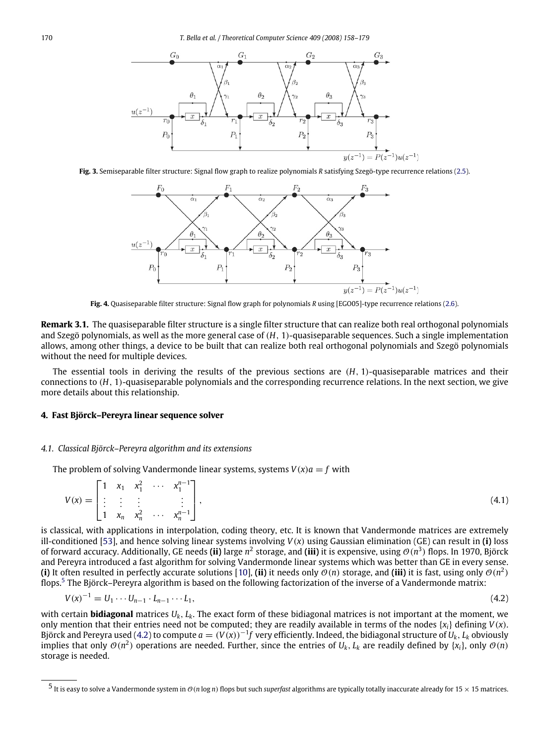**Fig. 3.** Semiseparable filter structure: Signal flow graph to realize polynomials $R$ satisfying Szegö-type recurrence relations (2.5).

**Fig. 4.** Quasiseparable filter structure: Signal flow graph for polynomials $R$ using [EGO05]-type recurrence relations (2.6).

**Remark 3.1.** The quasiseparable filter structure is a single filter structure that can realize both real orthogonal polynomials and Szegö polynomials, as well as the more general case of $(H, 1)$-quasiseparable sequences. Such a single implementation allows, among other things, a device to be built that can realize both real orthogonal polynomials and Szegö polynomials without the need for multiple devices.

The essential tools in deriving the results of the previous sections are $(H, 1)$-quasiseparable matrices and their connections to $(H, 1)$-quasiseparable polynomials and the corresponding recurrence relations. In the next section, we give more details about this relationship.

## 4. Fast Björck–Pereyra linear sequence solver

### 4.1. Classical Björck–Pereyra algorithm and its extensions

The problem of solving Vandermonde linear systems, systems $V(x)a = f$ with

$$V(x) = \begin{bmatrix} 1 & x_1 & x_1^2 & \cdots & x_1^{n-1} \\ \vdots & \vdots & \vdots & & \vdots \\ 1 & x_n & x_n^2 & \cdots & x_n^{n-1} \end{bmatrix}, \tag{4.1}$$

is classical, with applications in interpolation, coding theory, etc. It is known that Vandermonde matrices are extremely ill-conditioned [53], and hence solving linear systems involving $V(x)$ using Gaussian elimination (GE) can result in **(i)** loss of forward accuracy. Additionally, GE needs **(ii)** large $n^2$ storage, and **(iii)** it is expensive, using $\mathcal{O}(n^3)$ flops. In 1970, Björck and Pereyra introduced a fast algorithm for solving Vandermonde linear systems which was better than GE in every sense. **(i)** It often resulted in perfectly accurate solutions [10], **(ii)** it needs only $\mathcal{O}(n)$ storage, and **(iii)** it is fast, using only $\mathcal{O}(n^2)$ flops.[5] The Björck–Pereyra algorithm is based on the following factorization of the inverse of a Vandermonde matrix:

$$V(x)^{-1} = U_1 \cdots U_{n-1} \cdot L_{n-1} \cdots L_1, \tag{4.2}$$

with certain **bidiagonal** matrices $U_k, L_k$. The exact form of these bidiagonal matrices is not important at the moment, we only mention that their entries need not be computed; they are readily available in terms of the nodes $\{x_i\}$ defining $V(x)$. Björck and Pereyra used (4.2) to compute $a = (V(x))^{-1}f$ very efficiently. Indeed, the bidiagonal structure of $U_k, L_k$ obviously implies that only $\mathcal{O}(n^2)$ operations are needed. Further, since the entries of $U_k, L_k$ are readily defined by $\{x_i\}$, only $\mathcal{O}(n)$ storage is needed.

[5] It is easy to solve a Vandermonde system in $\mathcal{O}(n \log n)$ flops but such *superfast* algorithms are typically totally inaccurate already for $15 \times 15$ matrices.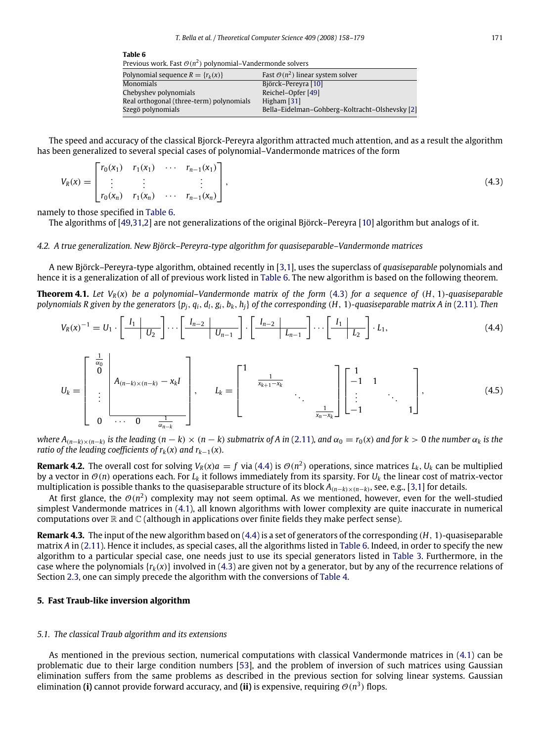**Table 6**
Previous work. Fast $\mathcal{O}(n^2)$ polynomial–Vandermonde solvers

| Polynomial sequence $R = \{r_k(x)\}$ | Fast $\mathcal{O}(n^2)$ linear system solver |
|---|---|
| Monomials | Björck–Pereyra [10] |
| Chebyshev polynomials | Reichel–Opfer [49] |
| Real orthogonal (three-term) polynomials | Higham [31] |
| Szegö polynomials | Bella–Eidelman–Gohberg–Koltracht–Olshevsky [2] |

The speed and accuracy of the classical Bjorck-Pereyra algorithm attracted much attention, and as a result the algorithm has been generalized to several special cases of polynomial–Vandermonde matrices of the form

$$V_R(x) = \begin{bmatrix} r_0(x_1) & r_1(x_1) & \cdots & r_{n-1}(x_1) \\ \vdots & \vdots & & \vdots \\ r_0(x_n) & r_1(x_n) & \cdots & r_{n-1}(x_n) \end{bmatrix}, \tag{4.3}$$

namely to those specified in Table 6.

The algorithms of [49,31,2] are not generalizations of the original Björck–Pereyra [10] algorithm but analogs of it.

### 4.2. A true generalization. New Björck–Pereyra-type algorithm for quasiseparable–Vandermonde matrices

A new Björck–Pereyra-type algorithm, obtained recently in [3,1], uses the superclass of *quasiseparable* polynomials and hence it is a generalization of all of previous work listed in Table 6. The new algorithm is based on the following theorem.

**Theorem 4.1.** *Let $V_R(x)$ be a polynomial–Vandermonde matrix of the form (4.3) for a sequence of $(H, 1)$-quasiseparable polynomials $R$ given by the generators $\{p_j, q_i, d_l, g_i, b_k, h_j\}$ of the corresponding $(H, 1)$-quasiseparable matrix $A$ in (2.11). Then*

$$V_R(x)^{-1} = U_1 \cdot \left[\begin{array}{c|c} I_1 & \\ \hline & U_2 \end{array}\right] \cdots \left[\begin{array}{c|c} I_{n-2} & \\ \hline & U_{n-1} \end{array}\right] \cdot \left[\begin{array}{c|c} I_{n-2} & \\ \hline & L_{n-1} \end{array}\right] \cdots \left[\begin{array}{c|c} I_1 & \\ \hline & L_2 \end{array}\right] \cdot L_1, \tag{4.4}$$

$$U_k = \left[\begin{array}{c|c} \frac{1}{\alpha_0} & \\ 0 & A_{(n-k)\times(n-k)} - x_k I \\ \vdots & \\ & \\ \hline 0 & \cdots \quad 0 \quad \frac{1}{\alpha_{n-k}} \end{array}\right], \qquad L_k = \begin{bmatrix} 1 & & & \\ & \frac{1}{x_{k+1}-x_k} & & \\ & & \ddots & \\ & & & \frac{1}{x_n - x_k} \end{bmatrix} \begin{bmatrix} 1 & & & \\ -1 & 1 & & \\ \vdots & & \ddots & \\ -1 & & & 1 \end{bmatrix}, \tag{4.5}$$

*where $A_{(n-k)\times(n-k)}$ is the leading $(n-k)\times(n-k)$ submatrix of $A$ in (2.11), and $\alpha_0 = r_0(x)$ and for $k > 0$ the number $\alpha_k$ is the ratio of the leading coefficients of $r_k(x)$ and $r_{k-1}(x)$.*

**Remark 4.2.** The overall cost for solving $V_R(x)a = f$ via (4.4) is $\mathcal{O}(n^2)$ operations, since matrices $L_k$, $U_k$ can be multiplied by a vector in $\mathcal{O}(n)$ operations each. For $L_k$ it follows immediately from its sparsity. For $U_k$ the linear cost of matrix-vector multiplication is possible thanks to the quasiseparable structure of its block $A_{(n-k)\times(n-k)}$, see, e.g., [3,1] for details.

At first glance, the $\mathcal{O}(n^2)$ complexity may not seem optimal. As we mentioned, however, even for the well-studied simplest Vandermonde matrices in (4.1), all known algorithms with lower complexity are quite inaccurate in numerical computations over $\mathbb{R}$ and $\mathbb{C}$ (although in applications over finite fields they make perfect sense).

**Remark 4.3.** The input of the new algorithm based on (4.4) is a set of generators of the corresponding $(H, 1)$-quasiseparable matrix $A$ in (2.11). Hence it includes, as special cases, all the algorithms listed in Table 6. Indeed, in order to specify the new algorithm to a particular special case, one needs just to use its special generators listed in Table 3. Furthermore, in the case where the polynomials $\{r_k(x)\}$ involved in (4.3) are given not by a generator, but by any of the recurrence relations of Section 2.3, one can simply precede the algorithm with the conversions of Table 4.

## 5. Fast Traub-like inversion algorithm

### 5.1. The classical Traub algorithm and its extensions

As mentioned in the previous section, numerical computations with classical Vandermonde matrices in (4.1) can be problematic due to their large condition numbers [53], and the problem of inversion of such matrices using Gaussian elimination suffers from the same problems as described in the previous section for solving linear systems. Gaussian elimination **(i)** cannot provide forward accuracy, and **(ii)** is expensive, requiring $\mathcal{O}(n^3)$ flops.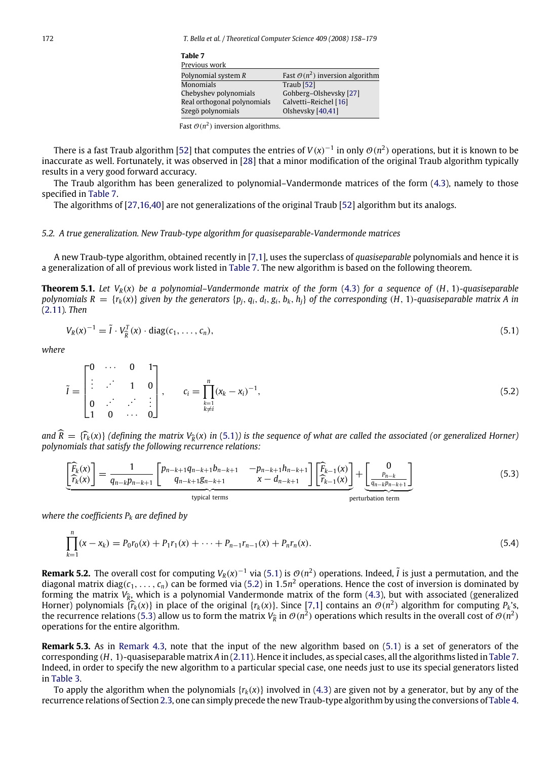**Table 7**
Previous work

| Polynomial system $R$ | Fast $\mathcal{O}(n^2)$ inversion algorithm |
|---|---|
| Monomials | Traub [52] |
| Chebyshev polynomials | Gohberg–Olshevsky [27] |
| Real orthogonal polynomials | Calvetti–Reichel [16] |
| Szegö polynomials | Olshevsky [40,41] |

Fast $\mathcal{O}(n^2)$ inversion algorithms.

There is a fast Traub algorithm [52] that computes the entries of $V(x)^{-1}$ in only $\mathcal{O}(n^2)$ operations, but it is known to be inaccurate as well. Fortunately, it was observed in [28] that a minor modification of the original Traub algorithm typically results in a very good forward accuracy.

The Traub algorithm has been generalized to polynomial–Vandermonde matrices of the form (4.3), namely to those specified in Table 7.

The algorithms of [27,16,40] are not generalizations of the original Traub [52] algorithm but its analogs.

### *5.2. A true generalization. New Traub-type algorithm for quasiseparable-Vandermonde matrices*

A new Traub-type algorithm, obtained recently in [7,1], uses the superclass of *quasiseparable* polynomials and hence it is a generalization of all of previous work listed in Table 7. The new algorithm is based on the following theorem.

**Theorem 5.1.** *Let $V_R(x)$ be a polynomial–Vandermonde matrix of the form (4.3) for a sequence of $(H,1)$-quasiseparable polynomials $R = \{r_k(x)\}$ given by the generators $\{p_j, q_i, d_l, g_i, b_k, h_j\}$ of the corresponding $(H,1)$-quasiseparable matrix $A$ in (2.11). Then*

$$V_R(x)^{-1} = \tilde{I} \cdot V_{\widehat{R}}^T(x) \cdot \operatorname{diag}(c_1, \ldots, c_n), \tag{5.1}$$

*where*

$$\tilde{I} = \begin{bmatrix} 0 & \cdots & 0 & 1 \\ \vdots & \iddots & 1 & 0 \\ 0 & \iddots & \iddots & \vdots \\ 1 & 0 & \cdots & 0 \end{bmatrix}, \qquad c_i = \prod_{\substack{k=1 \\ k \neq i}}^{n} (x_k - x_i)^{-1}, \tag{5.2}$$

*and $\widehat{R} = \{\widehat{r}_k(x)\}$ (defining the matrix $V_{\widehat{R}}(x)$ in (5.1)) is the sequence of what are called the associated (or generalized Horner) polynomials that satisfy the following recurrence relations:*

$$\underbrace{\begin{bmatrix} \widehat{F}_k(x) \\ \widehat{r}_k(x) \end{bmatrix} = \frac{1}{q_{n-k}p_{n-k+1}} \begin{bmatrix} p_{n-k+1}q_{n-k+1}b_{n-k+1} & -p_{n-k+1}h_{n-k+1} \\ q_{n-k+1}g_{n-k+1} & x - d_{n-k+1} \end{bmatrix} \begin{bmatrix} \widehat{F}_{k-1}(x) \\ \widehat{r}_{k-1}(x) \end{bmatrix}}_{\text{typical terms}} + \underbrace{\begin{bmatrix} 0 \\ \frac{P_{n-k}}{q_{n-k}p_{n-k+1}} \end{bmatrix}}_{\text{perturbation term}} \tag{5.3}$$

*where the coefficients $P_k$ are defined by*

$$\prod_{k=1}^{n} (x - x_k) = P_0 r_0(x) + P_1 r_1(x) + \cdots + P_{n-1} r_{n-1}(x) + P_n r_n(x). \tag{5.4}$$

**Remark 5.2.** The overall cost for computing $V_R(x)^{-1}$ via (5.1) is $\mathcal{O}(n^2)$ operations. Indeed, $\tilde{I}$ is just a permutation, and the diagonal matrix $\operatorname{diag}(c_1, \ldots, c_n)$ can be formed via (5.2) in $1.5n^2$ operations. Hence the cost of inversion is dominated by forming the matrix $V_{\widehat{R}}$, which is a polynomial Vandermonde matrix of the form (4.3), but with associated (generalized Horner) polynomials $\{\widehat{r}_k(x)\}$ in place of the original $\{r_k(x)\}$. Since [7,1] contains an $\mathcal{O}(n^2)$ algorithm for computing $P_k$'s, the recurrence relations (5.3) allow us to form the matrix $V_{\widehat{R}}$ in $\mathcal{O}(n^2)$ operations which results in the overall cost of $\mathcal{O}(n^2)$ operations for the entire algorithm.

**Remark 5.3.** As in Remark 4.3, note that the input of the new algorithm based on (5.1) is a set of generators of the corresponding $(H,1)$-quasiseparable matrix $A$ in (2.11). Hence it includes, as special cases, all the algorithms listed in Table 7. Indeed, in order to specify the new algorithm to a particular special case, one needs just to use its special generators listed in Table 3.

To apply the algorithm when the polynomials $\{r_k(x)\}$ involved in (4.3) are given not by a generator, but by any of the recurrence relations of Section 2.3, one can simply precede the new Traub-type algorithm by using the conversions of Table 4.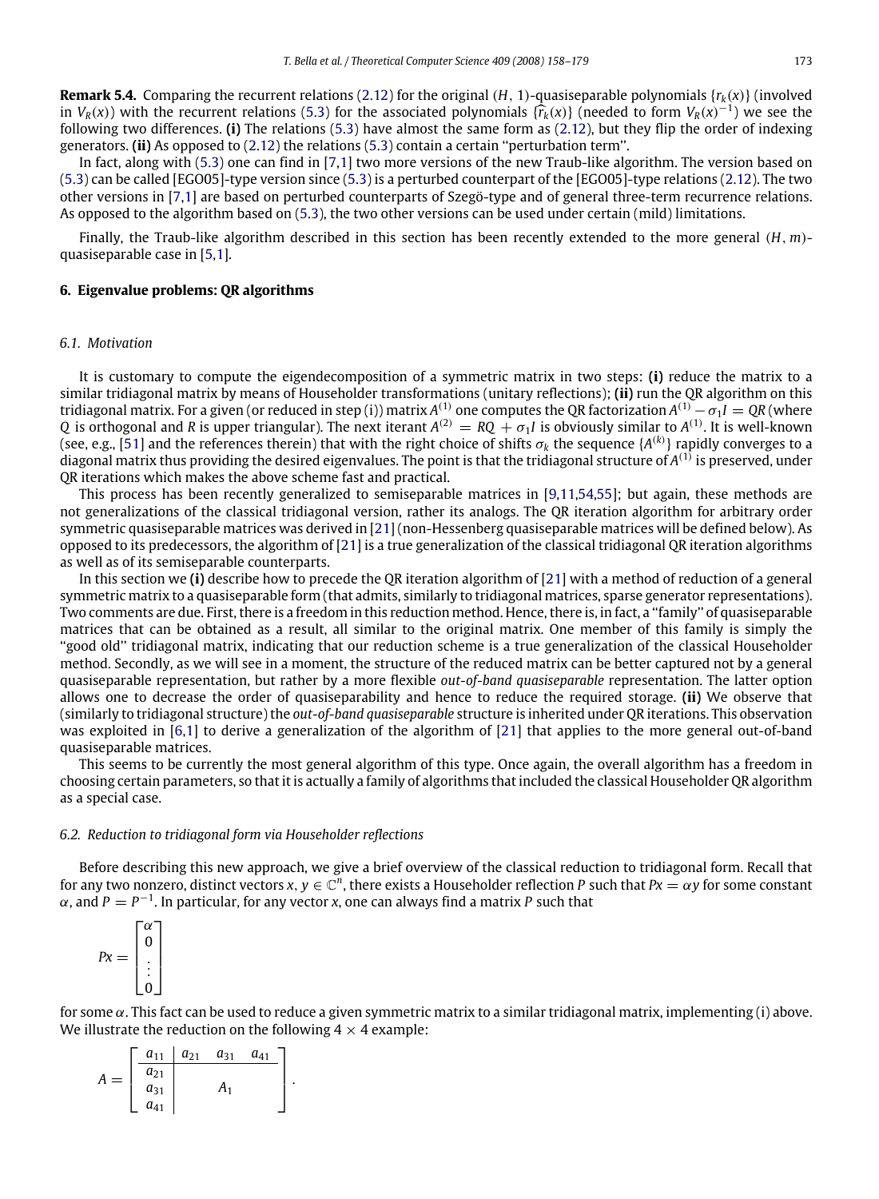**Remark 5.4.** Comparing the recurrent relations (2.12) for the original $(H, 1)$-quasiseparable polynomials $\{r_k(x)\}$ (involved in $V_R(x)$) with the recurrent relations (5.3) for the associated polynomials $\{\widehat{r}_k(x)\}$ (needed to form $V_R(x)^{-1}$) we see the following two differences. **(i)** The relations (5.3) have almost the same form as (2.12), but they flip the order of indexing generators. **(ii)** As opposed to (2.12) the relations (5.3) contain a certain "perturbation term".

In fact, along with (5.3) one can find in [7,1] two more versions of the new Traub-like algorithm. The version based on (5.3) can be called [EGO05]-type version since (5.3) is a perturbed counterpart of the [EGO05]-type relations (2.12). The two other versions in [7,1] are based on perturbed counterparts of Szegö-type and of general three-term recurrence relations. As opposed to the algorithm based on (5.3), the two other versions can be used under certain (mild) limitations.

Finally, the Traub-like algorithm described in this section has been recently extended to the more general $(H, m)$-quasiseparable case in [5,1].

## 6. Eigenvalue problems: QR algorithms

### 6.1. Motivation

It is customary to compute the eigendecomposition of a symmetric matrix in two steps: **(i)** reduce the matrix to a similar tridiagonal matrix by means of Householder transformations (unitary reflections); **(ii)** run the QR algorithm on this tridiagonal matrix. For a given (or reduced in step (i)) matrix $A^{(1)}$ one computes the QR factorization $A^{(1)} - \sigma_1 I = QR$ (where $Q$ is orthogonal and $R$ is upper triangular). The next iterant $A^{(2)} = RQ + \sigma_1 I$ is obviously similar to $A^{(1)}$. It is well-known (see, e.g., [51] and the references therein) that with the right choice of shifts $\sigma_k$ the sequence $\{A^{(k)}\}$ rapidly converges to a diagonal matrix thus providing the desired eigenvalues. The point is that the tridiagonal structure of $A^{(1)}$ is preserved, under QR iterations which makes the above scheme fast and practical.

This process has been recently generalized to semiseparable matrices in [9,11,54,55]; but again, these methods are not generalizations of the classical tridiagonal version, rather its analogs. The QR iteration algorithm for arbitrary order symmetric quasiseparable matrices was derived in [21] (non-Hessenberg quasiseparable matrices will be defined below). As opposed to its predecessors, the algorithm of [21] is a true generalization of the classical tridiagonal QR iteration algorithms as well as of its semiseparable counterparts.

In this section we **(i)** describe how to precede the QR iteration algorithm of [21] with a method of reduction of a general symmetric matrix to a quasiseparable form (that admits, similarly to tridiagonal matrices, sparse generator representations). Two comments are due. First, there is a freedom in this reduction method. Hence, there is, in fact, a "family" of quasiseparable matrices that can be obtained as a result, all similar to the original matrix. One member of this family is simply the "good old" tridiagonal matrix, indicating that our reduction scheme is a true generalization of the classical Householder method. Secondly, as we will see in a moment, the structure of the reduced matrix can be better captured not by a general quasiseparable representation, but rather by a more flexible *out-of-band quasiseparable* representation. The latter option allows one to decrease the order of quasiseparability and hence to reduce the required storage. **(ii)** We observe that (similarly to tridiagonal structure) the *out-of-band quasiseparable* structure is inherited under QR iterations. This observation was exploited in [6,1] to derive a generalization of the algorithm of [21] that applies to the more general out-of-band quasiseparable matrices.

This seems to be currently the most general algorithm of this type. Once again, the overall algorithm has a freedom in choosing certain parameters, so that it is actually a family of algorithms that included the classical Householder QR algorithm as a special case.

### 6.2. Reduction to tridiagonal form via Householder reflections

Before describing this new approach, we give a brief overview of the classical reduction to tridiagonal form. Recall that for any two nonzero, distinct vectors $x, y \in \mathbb{C}^n$, there exists a Householder reflection $P$ such that $Px = \alpha y$ for some constant $\alpha$, and $P = P^{-1}$. In particular, for any vector $x$, one can always find a matrix $P$ such that

$$Px = \begin{bmatrix} \alpha \\ 0 \\ \vdots \\ 0 \end{bmatrix}$$

for some $\alpha$. This fact can be used to reduce a given symmetric matrix to a similar tridiagonal matrix, implementing (i) above. We illustrate the reduction on the following $4 \times 4$ example:

$$A = \left[ \begin{array}{c|ccc} a_{11} & a_{21} & a_{31} & a_{41} \\ \hline a_{21} & & & \\ a_{31} & & A_1 & \\ a_{41} & & & \end{array} \right].$$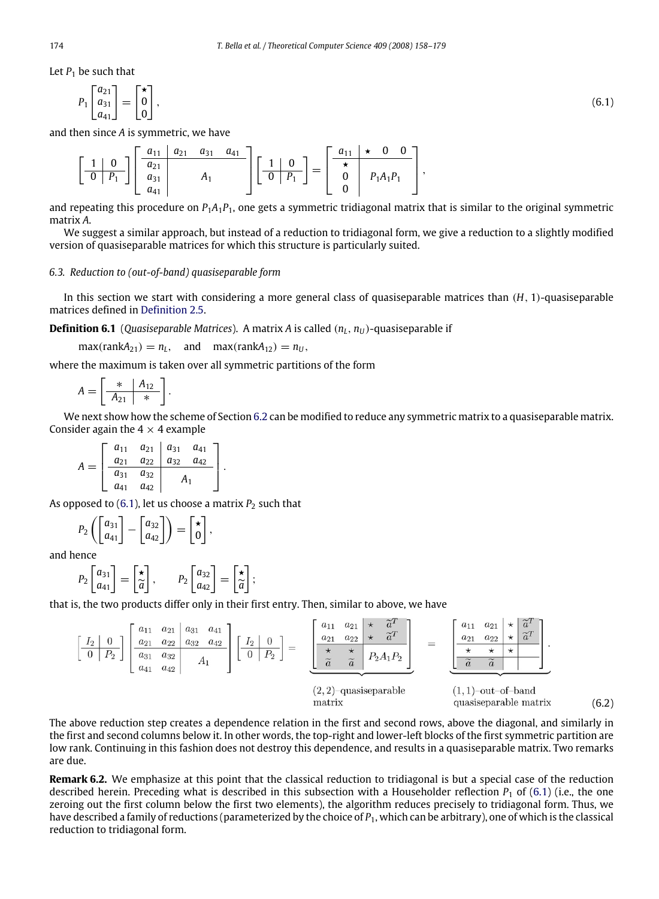Let $P_1$ be such that

$$P_1 \begin{bmatrix} a_{21} \\ a_{31} \\ a_{41} \end{bmatrix} = \begin{bmatrix} \star \\ 0 \\ 0 \end{bmatrix}, \tag{6.1}$$

and then since $A$ is symmetric, we have

$$\left[\begin{array}{c|c} 1 & 0 \\ \hline 0 & P_1 \end{array}\right] \left[\begin{array}{c|ccc} a_{11} & a_{21} & a_{31} & a_{41} \\ \hline a_{21} & & & \\ a_{31} & & A_1 & \\ a_{41} & & & \end{array}\right] \left[\begin{array}{c|c} 1 & 0 \\ \hline 0 & P_1 \end{array}\right] = \left[\begin{array}{c|ccc} a_{11} & \star & 0 & 0 \\ \hline \star & & & \\ 0 & & P_1 A_1 P_1 & \\ 0 & & & \end{array}\right],$$

and repeating this procedure on $P_1 A_1 P_1$, one gets a symmetric tridiagonal matrix that is similar to the original symmetric matrix $A$.

We suggest a similar approach, but instead of a reduction to tridiagonal form, we give a reduction to a slightly modified version of quasiseparable matrices for which this structure is particularly suited.

### 6.3. Reduction to (out-of-band) quasiseparable form

In this section we start with considering a more general class of quasiseparable matrices than $(H, 1)$-quasiseparable matrices defined in Definition 2.5.

**Definition 6.1** (*Quasiseparable Matrices*). A matrix $A$ is called $(n_L, n_U)$-quasiseparable if

$$\max(\operatorname{rank} A_{21}) = n_L, \quad \text{and} \quad \max(\operatorname{rank} A_{12}) = n_U,$$

where the maximum is taken over all symmetric partitions of the form

$$A = \left[\begin{array}{c|c} * & A_{12} \\ \hline A_{21} & * \end{array}\right].$$

We next show how the scheme of Section 6.2 can be modified to reduce any symmetric matrix to a quasiseparable matrix. Consider again the $4 \times 4$ example

$$A = \left[\begin{array}{cc|cc} a_{11} & a_{21} & a_{31} & a_{41} \\ a_{21} & a_{22} & a_{32} & a_{42} \\ \hline a_{31} & a_{32} & & \\ a_{41} & a_{42} & \multicolumn{2}{c}{A_1} \end{array}\right].$$

As opposed to (6.1), let us choose a matrix $P_2$ such that

$$P_2 \left( \begin{bmatrix} a_{31} \\ a_{41} \end{bmatrix} - \begin{bmatrix} a_{32} \\ a_{42} \end{bmatrix} \right) = \begin{bmatrix} \star \\ 0 \end{bmatrix},$$

and hence

$$P_2 \begin{bmatrix} a_{31} \\ a_{41} \end{bmatrix} = \begin{bmatrix} \star \\ \widetilde{a} \end{bmatrix}, \qquad P_2 \begin{bmatrix} a_{32} \\ a_{42} \end{bmatrix} = \begin{bmatrix} \star \\ \widetilde{a} \end{bmatrix};$$

that is, the two products differ only in their first entry. Then, similar to above, we have

$$\left[\begin{array}{c|c} I_2 & 0 \\ \hline 0 & P_2 \end{array}\right] \left[\begin{array}{cc|cc} a_{11} & a_{21} & a_{31} & a_{41} \\ a_{21} & a_{22} & a_{32} & a_{42} \\ \hline a_{31} & a_{32} & & \\ a_{41} & a_{42} & \multicolumn{2}{c}{A_1} \end{array}\right] \left[\begin{array}{c|c} I_2 & 0 \\ \hline 0 & P_2 \end{array}\right] = \underbrace{\left[\begin{array}{cc|cc} a_{11} & a_{21} & \star & \widetilde{a}^T \\ a_{21} & a_{22} & \star & \widetilde{a}^T \\ \hline \star & \star & & \\ \widetilde{a} & \widetilde{a} & \multicolumn{2}{c}{P_2 A_1 P_2} \end{array}\right]}_{(2,2)\text{-quasiseparable matrix}} = \underbrace{\left[\begin{array}{cc|c|c} a_{11} & a_{21} & \star & \widetilde{a}^T \\ a_{21} & a_{22} & \star & \widetilde{a}^T \\ \hline \star & \star & \star & \\ \hline \widetilde{a} & \widetilde{a} & & \end{array}\right]}_{(1,1)\text{-out-of-band quasiseparable matrix}}. \tag{6.2}$$

The above reduction step creates a dependence relation in the first and second rows, above the diagonal, and similarly in the first and second columns below it. In other words, the top-right and lower-left blocks of the first symmetric partition are low rank. Continuing in this fashion does not destroy this dependence, and results in a quasiseparable matrix. Two remarks are due.

**Remark 6.2.** We emphasize at this point that the classical reduction to tridiagonal is but a special case of the reduction described herein. Preceding what is described in this subsection with a Householder reflection $P_1$ of (6.1) (i.e., the one zeroing out the first column below the first two elements), the algorithm reduces precisely to tridiagonal form. Thus, we have described a family of reductions (parameterized by the choice of $P_1$, which can be arbitrary), one of which is the classical reduction to tridiagonal form.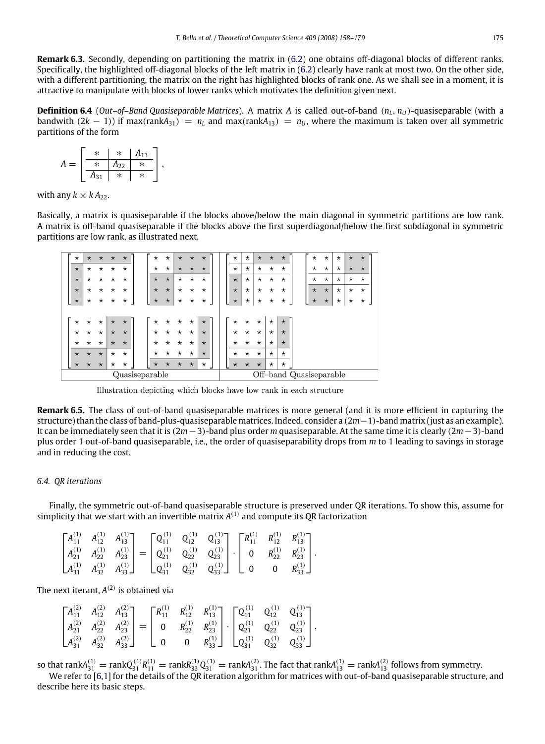**Remark 6.3.** Secondly, depending on partitioning the matrix in (6.2) one obtains off-diagonal blocks of different ranks. Specifically, the highlighted off-diagonal blocks of the left matrix in (6.2) clearly have rank at most two. On the other side, with a different partitioning, the matrix on the right has highlighted blocks of rank one. As we shall see in a moment, it is attractive to manipulate with blocks of lower ranks which motivates the definition given next.

**Definition 6.4** (*Out–of–Band Quasiseparable Matrices*). A matrix $A$ is called out-of-band $(n_L, n_U)$-quasiseparable (with a bandwith $(2k-1)$) if $\max(\operatorname{rank} A_{31}) = n_L$ and $\max(\operatorname{rank} A_{13}) = n_U$, where the maximum is taken over all symmetric partitions of the form

$$A = \left[\begin{array}{c|c|c} * & * & A_{13} \\ \hline * & A_{22} & * \\ \hline A_{31} & * & * \end{array}\right],$$

with any $k \times k$ $A_{22}$.

Basically, a matrix is quasiseparable if the blocks above/below the main diagonal in symmetric partitions are low rank. A matrix is off-band quasiseparable if the blocks above the first superdiagonal/below the first subdiagonal in symmetric partitions are low rank, as illustrated next.

Illustration depicting which blocks have low rank in each structure

**Remark 6.5.** The class of out-of-band quasiseparable matrices is more general (and it is more efficient in capturing the structure) than the class of band-plus-quasiseparable matrices. Indeed, consider a $(2m-1)$-band matrix (just as an example). It can be immediately seen that it is $(2m-3)$-band plus order $m$ quasiseparable. At the same time it is clearly $(2m-3)$-band plus order 1 out-of-band quasiseparable, i.e., the order of quasiseparability drops from $m$ to 1 leading to savings in storage and in reducing the cost.

### 6.4. QR iterations

Finally, the symmetric out-of-band quasiseparable structure is preserved under QR iterations. To show this, assume for simplicity that we start with an invertible matrix $A^{(1)}$ and compute its QR factorization

$$\begin{bmatrix} A_{11}^{(1)} & A_{12}^{(1)} & A_{13}^{(1)} \\ A_{21}^{(1)} & A_{22}^{(1)} & A_{23}^{(1)} \\ A_{31}^{(1)} & A_{32}^{(1)} & A_{33}^{(1)} \end{bmatrix} = \begin{bmatrix} Q_{11}^{(1)} & Q_{12}^{(1)} & Q_{13}^{(1)} \\ Q_{21}^{(1)} & Q_{22}^{(1)} & Q_{23}^{(1)} \\ Q_{31}^{(1)} & Q_{32}^{(1)} & Q_{33}^{(1)} \end{bmatrix} \cdot \begin{bmatrix} R_{11}^{(1)} & R_{12}^{(1)} & R_{13}^{(1)} \\ 0 & R_{22}^{(1)} & R_{23}^{(1)} \\ 0 & 0 & R_{33}^{(1)} \end{bmatrix}.$$

The next iterant, $A^{(2)}$ is obtained via

$$\begin{bmatrix} A_{11}^{(2)} & A_{12}^{(2)} & A_{13}^{(2)} \\ A_{21}^{(2)} & A_{22}^{(2)} & A_{23}^{(2)} \\ A_{31}^{(2)} & A_{32}^{(2)} & A_{33}^{(2)} \end{bmatrix} = \begin{bmatrix} R_{11}^{(1)} & R_{12}^{(1)} & R_{13}^{(1)} \\ 0 & R_{22}^{(1)} & R_{23}^{(1)} \\ 0 & 0 & R_{33}^{(1)} \end{bmatrix} \cdot \begin{bmatrix} Q_{11}^{(1)} & Q_{12}^{(1)} & Q_{13}^{(1)} \\ Q_{21}^{(1)} & Q_{22}^{(1)} & Q_{23}^{(1)} \\ Q_{31}^{(1)} & Q_{32}^{(1)} & Q_{33}^{(1)} \end{bmatrix},$$

so that $\operatorname{rank} A_{31}^{(1)} = \operatorname{rank} Q_{31}^{(1)} R_{11}^{(1)} = \operatorname{rank} R_{33}^{(1)} Q_{31}^{(1)} = \operatorname{rank} A_{31}^{(2)}$. The fact that $\operatorname{rank} A_{13}^{(1)} = \operatorname{rank} A_{13}^{(2)}$ follows from symmetry.

We refer to [6,1] for the details of the QR iteration algorithm for matrices with out-of-band quasiseparable structure, and describe here its basic steps.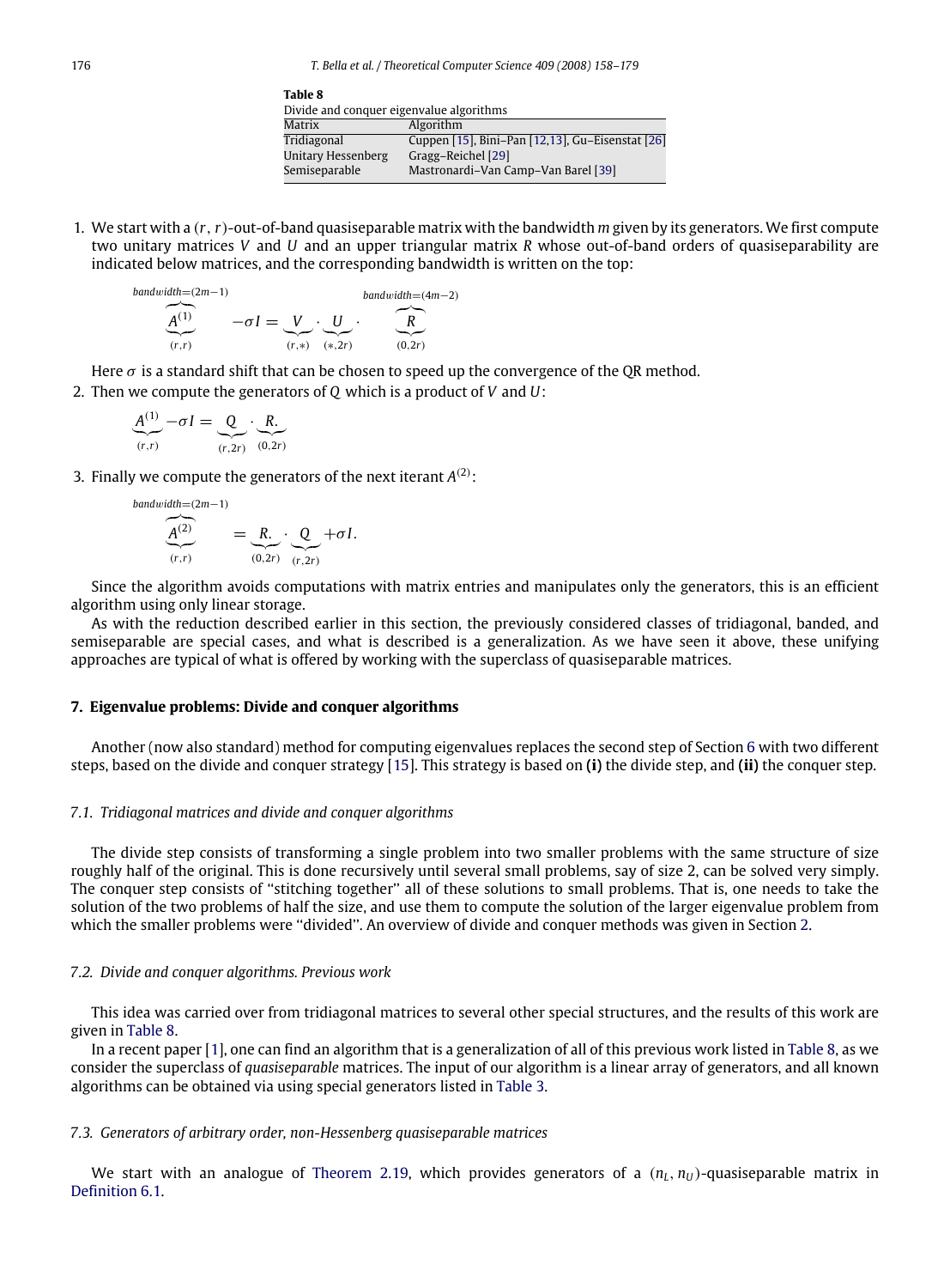**Table 8**

Divide and conquer eigenvalue algorithms

| Matrix | Algorithm |
|---|---|
| Tridiagonal | Cuppen [15], Bini–Pan [12,13], Gu–Eisenstat [26] |
| Unitary Hessenberg | Gragg–Reichel [29] |
| Semiseparable | Mastronardi–Van Camp–Van Barel [39] |

1. We start with a $(r, r)$-out-of-band quasiseparable matrix with the bandwidth $m$ given by its generators. We first compute two unitary matrices $V$ and $U$ and an upper triangular matrix $R$ whose out-of-band orders of quasiseparability are indicated below matrices, and the corresponding bandwidth is written on the top:

$$\underbrace{\overbrace{A^{(1)}}^{bandwidth=(2m-1)}}_{(r,r)} - \sigma I = \underbrace{V}_{(r,*)} \cdot \underbrace{U}_{(*,2r)} \cdot \underbrace{\overbrace{R}^{bandwidth=(4m-2)}}_{(0,2r)}$$

Here $\sigma$ is a standard shift that can be chosen to speed up the convergence of the QR method.

2. Then we compute the generators of $Q$ which is a product of $V$ and $U$:

$$\underbrace{A^{(1)}}_{(r,r)} - \sigma I = \underbrace{Q}_{(r,2r)} \cdot \underbrace{R.}_{(0,2r)}$$

3. Finally we compute the generators of the next iterant $A^{(2)}$:

$$\underbrace{\overbrace{A^{(2)}}^{bandwidth=(2m-1)}}_{(r,r)} = \underbrace{R.}_{(0,2r)} \cdot \underbrace{Q}_{(r,2r)} + \sigma I.$$

Since the algorithm avoids computations with matrix entries and manipulates only the generators, this is an efficient algorithm using only linear storage.

As with the reduction described earlier in this section, the previously considered classes of tridiagonal, banded, and semiseparable are special cases, and what is described is a generalization. As we have seen it above, these unifying approaches are typical of what is offered by working with the superclass of quasiseparable matrices.

## 7. Eigenvalue problems: Divide and conquer algorithms

Another (now also standard) method for computing eigenvalues replaces the second step of Section 6 with two different steps, based on the divide and conquer strategy [15]. This strategy is based on **(i)** the divide step, and **(ii)** the conquer step.

### *7.1. Tridiagonal matrices and divide and conquer algorithms*

The divide step consists of transforming a single problem into two smaller problems with the same structure of size roughly half of the original. This is done recursively until several small problems, say of size 2, can be solved very simply. The conquer step consists of "stitching together" all of these solutions to small problems. That is, one needs to take the solution of the two problems of half the size, and use them to compute the solution of the larger eigenvalue problem from which the smaller problems were "divided". An overview of divide and conquer methods was given in Section 2.

### *7.2. Divide and conquer algorithms. Previous work*

This idea was carried over from tridiagonal matrices to several other special structures, and the results of this work are given in Table 8.

In a recent paper [1], one can find an algorithm that is a generalization of all of this previous work listed in Table 8, as we consider the superclass of *quasiseparable* matrices. The input of our algorithm is a linear array of generators, and all known algorithms can be obtained via using special generators listed in Table 3.

### *7.3. Generators of arbitrary order, non-Hessenberg quasiseparable matrices*

We start with an analogue of Theorem 2.19, which provides generators of a $(n_L, n_U)$-quasiseparable matrix in Definition 6.1.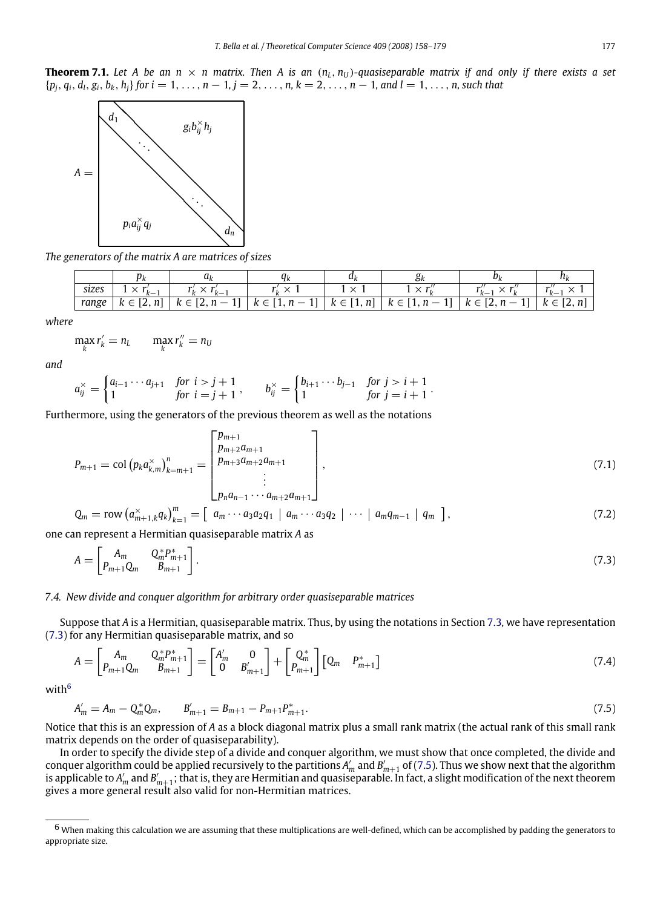**Theorem 7.1.** *Let $A$ be an $n \times n$ matrix. Then $A$ is an $(n_L, n_U)$-quasiseparable matrix if and only if there exists a set $\{p_j, q_i, d_l, g_i, b_k, h_j\}$ for $i = 1, \ldots, n-1$, $j = 2, \ldots, n$, $k = 2, \ldots, n-1$, and $l = 1, \ldots, n$, such that*

$$A = \begin{bmatrix} d_1 & & g_i b_{ij}^{\times} h_j \\ & \ddots & \\ & \ddots & \\ p_i a_{ij}^{\times} q_j & & d_n \end{bmatrix}$$

*The generators of the matrix $A$ are matrices of sizes*

| | $p_k$ | $a_k$ | $q_k$ | $d_k$ | $g_k$ | $b_k$ | $h_k$ |
|---|---|---|---|---|---|---|---|
| *sizes* | $1 \times r'_{k-1}$ | $r'_k \times r'_{k-1}$ | $r'_k \times 1$ | $1 \times 1$ | $1 \times r''_k$ | $r''_{k-1} \times r''_k$ | $r''_{k-1} \times 1$ |
| *range* | $k \in [2, n]$ | $k \in [2, n-1]$ | $k \in [1, n-1]$ | $k \in [1, n]$ | $k \in [1, n-1]$ | $k \in [2, n-1]$ | $k \in [2, n]$ |

*where*

$$\max_k r'_k = n_L \qquad \max_k r''_k = n_U$$

*and*

$$a_{ij}^{\times} = \begin{cases} a_{i-1} \cdots a_{j+1} & \text{for } i > j+1 \\ 1 & \text{for } i = j+1 \end{cases}, \qquad b_{ij}^{\times} = \begin{cases} b_{i+1} \cdots b_{j-1} & \text{for } j > i+1 \\ 1 & \text{for } j = i+1 \end{cases}.$$

Furthermore, using the generators of the previous theorem as well as the notations

$$P_{m+1} = \operatorname{col}\left(p_k a_{k,m}^{\times}\right)_{k=m+1}^{n} = \begin{bmatrix} p_{m+1} \\ p_{m+2} a_{m+1} \\ p_{m+3} a_{m+2} a_{m+1} \\ \vdots \\ p_n a_{n-1} \cdots a_{m+2} a_{m+1} \end{bmatrix}, \tag{7.1}$$

$$Q_m = \operatorname{row}\left(a_{m+1,k}^{\times} q_k\right)_{k=1}^{m} = \left[\begin{array}{c|c|c|c|c} a_m \cdots a_3 a_2 q_1 & a_m \cdots a_3 q_2 & \cdots & a_m q_{m-1} & q_m \end{array}\right], \tag{7.2}$$

one can represent a Hermitian quasiseparable matrix $A$ as

$$A = \begin{bmatrix} A_m & Q_m^* P_{m+1}^* \\ P_{m+1} Q_m & B_{m+1} \end{bmatrix}. \tag{7.3}$$

### *7.4. New divide and conquer algorithm for arbitrary order quasiseparable matrices*

Suppose that $A$ is a Hermitian, quasiseparable matrix. Thus, by using the notations in Section 7.3, we have representation (7.3) for any Hermitian quasiseparable matrix, and so

$$A = \begin{bmatrix} A_m & Q_m^* P_{m+1}^* \\ P_{m+1} Q_m & B_{m+1} \end{bmatrix} = \begin{bmatrix} A'_m & 0 \\ 0 & B'_{m+1} \end{bmatrix} + \begin{bmatrix} Q_m^* \\ P_{m+1} \end{bmatrix} \begin{bmatrix} Q_m & P_{m+1}^* \end{bmatrix} \tag{7.4}$$

with[6]

$$A'_m = A_m - Q_m^* Q_m, \qquad B'_{m+1} = B_{m+1} - P_{m+1} P_{m+1}^*. \tag{7.5}$$

Notice that this is an expression of $A$ as a block diagonal matrix plus a small rank matrix (the actual rank of this small rank matrix depends on the order of quasiseparability).

In order to specify the divide step of a divide and conquer algorithm, we must show that once completed, the divide and conquer algorithm could be applied recursively to the partitions $A'_m$ and $B'_{m+1}$ of (7.5). Thus we show next that the algorithm is applicable to $A'_m$ and $B'_{m+1}$; that is, they are Hermitian and quasiseparable. In fact, a slight modification of the next theorem gives a more general result also valid for non-Hermitian matrices.

[6] When making this calculation we are assuming that these multiplications are well-defined, which can be accomplished by padding the generators to appropriate size.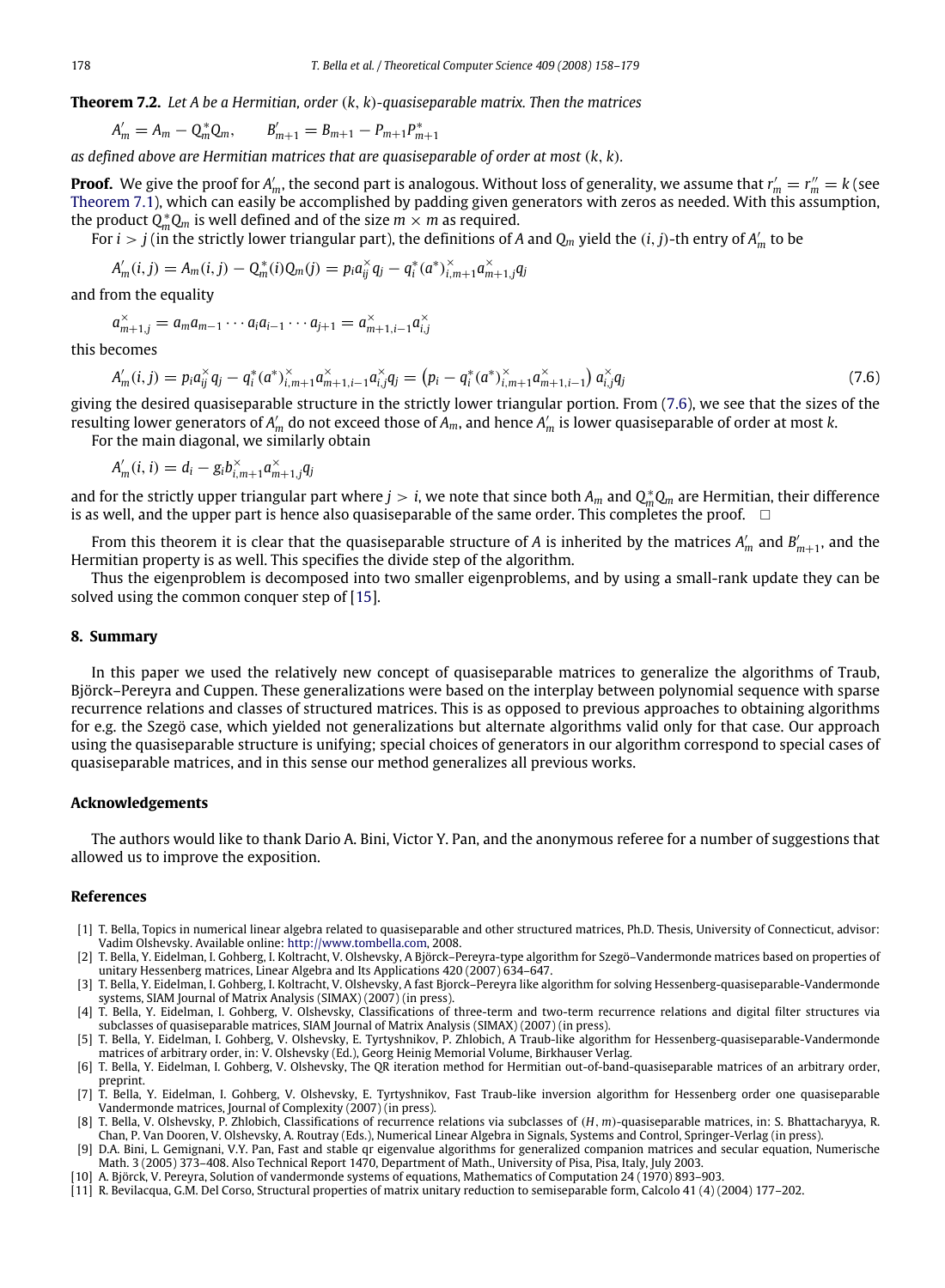**Theorem 7.2.** *Let $A$ be a Hermitian, order $(k, k)$-quasiseparable matrix. Then the matrices*

$$A'_m = A_m - Q_m^* Q_m, \qquad B'_{m+1} = B_{m+1} - P_{m+1} P_{m+1}^*$$

*as defined above are Hermitian matrices that are quasiseparable of order at most $(k, k)$.*

**Proof.** We give the proof for $A'_m$, the second part is analogous. Without loss of generality, we assume that $r'_m = r''_m = k$ (see Theorem 7.1), which can easily be accomplished by padding given generators with zeros as needed. With this assumption, the product $Q_m^* Q_m$ is well defined and of the size $m \times m$ as required.

For $i > j$ (in the strictly lower triangular part), the definitions of $A$ and $Q_m$ yield the $(i, j)$-th entry of $A'_m$ to be

$$A'_m(i, j) = A_m(i, j) - Q_m^*(i) Q_m(j) = p_i a_{ij}^{\times} q_j - q_i^* (a^*)_{i,m+1}^{\times} a_{m+1,j}^{\times} q_j$$

and from the equality

$$a_{m+1,j}^{\times} = a_m a_{m-1} \cdots a_i a_{i-1} \cdots a_{j+1} = a_{m+1,i-1}^{\times} a_{i,j}^{\times}$$

this becomes

$$A'_m(i, j) = p_i a_{ij}^{\times} q_j - q_i^* (a^*)_{i,m+1}^{\times} a_{m+1,i-1}^{\times} a_{i,j}^{\times} q_j = \left(p_i - q_i^* (a^*)_{i,m+1}^{\times} a_{m+1,i-1}^{\times}\right) a_{i,j}^{\times} q_j \tag{7.6}$$

giving the desired quasiseparable structure in the strictly lower triangular portion. From (7.6), we see that the sizes of the resulting lower generators of $A'_m$ do not exceed those of $A_m$, and hence $A'_m$ is lower quasiseparable of order at most $k$.

For the main diagonal, we similarly obtain

$$A'_m(i, i) = d_i - g_i b_{i,m+1}^{\times} a_{m+1,j}^{\times} q_j$$

and for the strictly upper triangular part where $j > i$, we note that since both $A_m$ and $Q_m^* Q_m$ are Hermitian, their difference is as well, and the upper part is hence also quasiseparable of the same order. This completes the proof. $\square$

From this theorem it is clear that the quasiseparable structure of $A$ is inherited by the matrices $A'_m$ and $B'_{m+1}$, and the Hermitian property is as well. This specifies the divide step of the algorithm.

Thus the eigenproblem is decomposed into two smaller eigenproblems, and by using a small-rank update they can be solved using the common conquer step of [15].

## 8. Summary

In this paper we used the relatively new concept of quasiseparable matrices to generalize the algorithms of Traub, Björck–Pereyra and Cuppen. These generalizations were based on the interplay between polynomial sequence with sparse recurrence relations and classes of structured matrices. This is as opposed to previous approaches to obtaining algorithms for e.g. the Szegö case, which yielded not generalizations but alternate algorithms valid only for that case. Our approach using the quasiseparable structure is unifying; special choices of generators in our algorithm correspond to special cases of quasiseparable matrices, and in this sense our method generalizes all previous works.

## Acknowledgements

The authors would like to thank Dario A. Bini, Victor Y. Pan, and the anonymous referee for a number of suggestions that allowed us to improve the exposition.

## References

[1] T. Bella, Topics in numerical linear algebra related to quasiseparable and other structured matrices, Ph.D. Thesis, University of Connecticut, advisor: Vadim Olshevsky. Available online: http://www.tombella.com, 2008.

[2] T. Bella, Y. Eidelman, I. Gohberg, I. Koltracht, V. Olshevsky, A Björck–Pereyra-type algorithm for Szegö–Vandermonde matrices based on properties of unitary Hessenberg matrices, Linear Algebra and Its Applications 420 (2007) 634–647.

[3] T. Bella, Y. Eidelman, I. Gohberg, I. Koltracht, V. Olshevsky, A fast Bjorck–Pereyra like algorithm for solving Hessenberg-quasiseparable-Vandermonde systems, SIAM Journal of Matrix Analysis (SIMAX) (2007) (in press).

[4] T. Bella, Y. Eidelman, I. Gohberg, V. Olshevsky, Classifications of three-term and two-term recurrence relations and digital filter structures via subclasses of quasiseparable matrices, SIAM Journal of Matrix Analysis (SIMAX) (2007) (in press).

[5] T. Bella, Y. Eidelman, I. Gohberg, V. Olshevsky, E. Tyrtyshnikov, P. Zhlobich, A Traub-like algorithm for Hessenberg-quasiseparable-Vandermonde matrices of arbitrary order, in: V. Olshevsky (Ed.), Georg Heinig Memorial Volume, Birkhauser Verlag.

[6] T. Bella, Y. Eidelman, I. Gohberg, V. Olshevsky, The QR iteration method for Hermitian out-of-band-quasiseparable matrices of an arbitrary order, preprint.

[7] T. Bella, Y. Eidelman, I. Gohberg, V. Olshevsky, E. Tyrtyshnikov, Fast Traub-like inversion algorithm for Hessenberg order one quasiseparable Vandermonde matrices, Journal of Complexity (2007) (in press).

[8] T. Bella, V. Olshevsky, P. Zhlobich, Classifications of recurrence relations via subclasses of $(H, m)$-quasiseparable matrices, in: S. Bhattacharyya, R. Chan, P. Van Dooren, V. Olshevsky, A. Routray (Eds.), Numerical Linear Algebra in Signals, Systems and Control, Springer-Verlag (in press).

[9] D.A. Bini, L. Gemignani, V.Y. Pan, Fast and stable qr eigenvalue algorithms for generalized companion matrices and secular equation, Numerische Math. 3 (2005) 373–408. Also Technical Report 1470, Department of Math., University of Pisa, Pisa, Italy, July 2003.

[10] A. Björck, V. Pereyra, Solution of vandermonde systems of equations, Mathematics of Computation 24 (1970) 893–903.

[11] R. Bevilacqua, G.M. Del Corso, Structural properties of matrix unitary reduction to semiseparable form, Calcolo 41 (4) (2004) 177–202.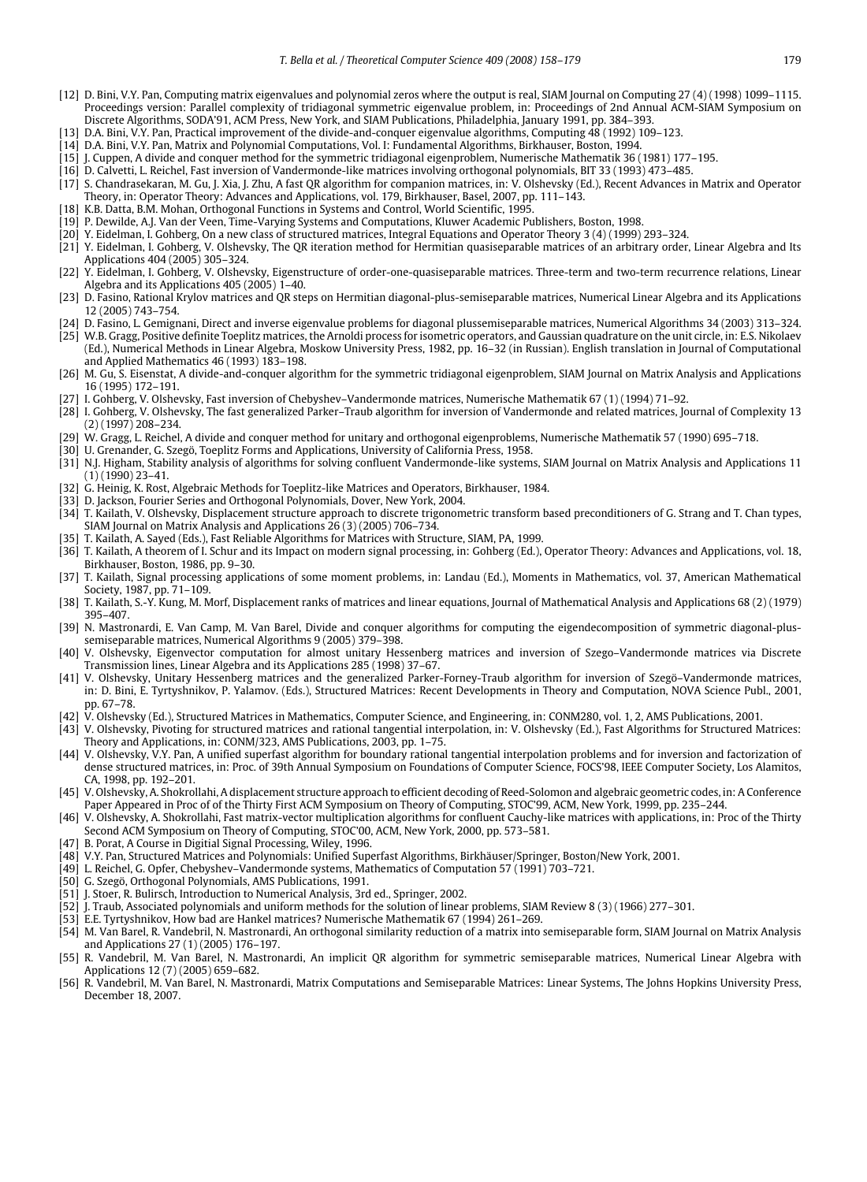[12] D. Bini, V.Y. Pan, Computing matrix eigenvalues and polynomial zeros where the output is real, SIAM Journal on Computing 27 (4) (1998) 1099–1115. Proceedings version: Parallel complexity of tridiagonal symmetric eigenvalue problem, in: Proceedings of 2nd Annual ACM-SIAM Symposium on Discrete Algorithms, SODA'91, ACM Press, New York, and SIAM Publications, Philadelphia, January 1991, pp. 384–393.

[13] D.A. Bini, V.Y. Pan, Practical improvement of the divide-and-conquer eigenvalue algorithms, Computing 48 (1992) 109–123.

[14] D.A. Bini, V.Y. Pan, Matrix and Polynomial Computations, Vol. I: Fundamental Algorithms, Birkhauser, Boston, 1994.

[15] J. Cuppen, A divide and conquer method for the symmetric tridiagonal eigenproblem, Numerische Mathematik 36 (1981) 177–195.

[16] D. Calvetti, L. Reichel, Fast inversion of Vandermonde-like matrices involving orthogonal polynomials, BIT 33 (1993) 473–485.

[17] S. Chandrasekaran, M. Gu, J. Xia, J. Zhu, A fast QR algorithm for companion matrices, in: V. Olshevsky (Ed.), Recent Advances in Matrix and Operator Theory, in: Operator Theory: Advances and Applications, vol. 179, Birkhauser, Basel, 2007, pp. 111–143.

[18] K.B. Datta, B.M. Mohan, Orthogonal Functions in Systems and Control, World Scientific, 1995.

[19] P. Dewilde, A.J. Van der Veen, Time-Varying Systems and Computations, Kluwer Academic Publishers, Boston, 1998.

[20] Y. Eidelman, I. Gohberg, On a new class of structured matrices, Integral Equations and Operator Theory 3 (4) (1999) 293–324.

[21] Y. Eidelman, I. Gohberg, V. Olshevsky, The QR iteration method for Hermitian quasiseparable matrices of an arbitrary order, Linear Algebra and Its Applications 404 (2005) 305–324.

[22] Y. Eidelman, I. Gohberg, V. Olshevsky, Eigenstructure of order-one-quasiseparable matrices. Three-term and two-term recurrence relations, Linear Algebra and its Applications 405 (2005) 1–40.

[23] D. Fasino, Rational Krylov matrices and QR steps on Hermitian diagonal-plus-semiseparable matrices, Numerical Linear Algebra and its Applications 12 (2005) 743–754.

[24] D. Fasino, L. Gemignani, Direct and inverse eigenvalue problems for diagonal plussemiseparable matrices, Numerical Algorithms 34 (2003) 313–324.

[25] W.B. Gragg, Positive definite Toeplitz matrices, the Arnoldi process for isometric operators, and Gaussian quadrature on the unit circle, in: E.S. Nikolaev (Ed.), Numerical Methods in Linear Algebra, Moskow University Press, 1982, pp. 16–32 (in Russian). English translation in Journal of Computational and Applied Mathematics 46 (1993) 183–198.

[26] M. Gu, S. Eisenstat, A divide-and-conquer algorithm for the symmetric tridiagonal eigenproblem, SIAM Journal on Matrix Analysis and Applications 16 (1995) 172–191.

[27] I. Gohberg, V. Olshevsky, Fast inversion of Chebyshev–Vandermonde matrices, Numerische Mathematik 67 (1) (1994) 71–92.

[28] I. Gohberg, V. Olshevsky, The fast generalized Parker–Traub algorithm for inversion of Vandermonde and related matrices, Journal of Complexity 13 (2) (1997) 208–234.

[29] W. Gragg, L. Reichel, A divide and conquer method for unitary and orthogonal eigenproblems, Numerische Mathematik 57 (1990) 695–718.

[30] U. Grenander, G. Szegö, Toeplitz Forms and Applications, University of California Press, 1958.

[31] N.J. Higham, Stability analysis of algorithms for solving confluent Vandermonde-like systems, SIAM Journal on Matrix Analysis and Applications 11 (1) (1990) 23–41.

[32] G. Heinig, K. Rost, Algebraic Methods for Toeplitz-like Matrices and Operators, Birkhauser, 1984.

[33] D. Jackson, Fourier Series and Orthogonal Polynomials, Dover, New York, 2004.

[34] T. Kailath, V. Olshevsky, Displacement structure approach to discrete trigonometric transform based preconditioners of G. Strang and T. Chan types, SIAM Journal on Matrix Analysis and Applications 26 (3) (2005) 706–734.

[35] T. Kailath, A. Sayed (Eds.), Fast Reliable Algorithms for Matrices with Structure, SIAM, PA, 1999.

[36] T. Kailath, A theorem of I. Schur and its Impact on modern signal processing, in: Gohberg (Ed.), Operator Theory: Advances and Applications, vol. 18, Birkhauser, Boston, 1986, pp. 9–30.

[37] T. Kailath, Signal processing applications of some moment problems, in: Landau (Ed.), Moments in Mathematics, vol. 37, American Mathematical Society, 1987, pp. 71–109.

[38] T. Kailath, S.-Y. Kung, M. Morf, Displacement ranks of matrices and linear equations, Journal of Mathematical Analysis and Applications 68 (2) (1979) 395–407.

[39] N. Mastronardi, E. Van Camp, M. Van Barel, Divide and conquer algorithms for computing the eigendecomposition of symmetric diagonal-plus-semiseparable matrices, Numerical Algorithms 9 (2005) 379–398.

[40] V. Olshevsky, Eigenvector computation for almost unitary Hessenberg matrices and inversion of Szego–Vandermonde matrices via Discrete Transmission lines, Linear Algebra and its Applications 285 (1998) 37–67.

[41] V. Olshevsky, Unitary Hessenberg matrices and the generalized Parker-Forney-Traub algorithm for inversion of Szegö–Vandermonde matrices, in: D. Bini, E. Tyrtyshnikov, P. Yalamov. (Eds.), Structured Matrices: Recent Developments in Theory and Computation, NOVA Science Publ., 2001, pp. 67–78.

[42] V. Olshevsky (Ed.), Structured Matrices in Mathematics, Computer Science, and Engineering, in: CONM280, vol. 1, 2, AMS Publications, 2001.

[43] V. Olshevsky, Pivoting for structured matrices and rational tangential interpolation, in: V. Olshevsky (Ed.), Fast Algorithms for Structured Matrices: Theory and Applications, in: CONM/323, AMS Publications, 2003, pp. 1–75.

[44] V. Olshevsky, V.Y. Pan, A unified superfast algorithm for boundary rational tangential interpolation problems and for inversion and factorization of dense structured matrices, in: Proc. of 39th Annual Symposium on Foundations of Computer Science, FOCS'98, IEEE Computer Society, Los Alamitos, CA, 1998, pp. 192–201.

[45] V. Olshevsky, A. Shokrollahi, A displacement structure approach to efficient decoding of Reed-Solomon and algebraic geometric codes, in: A Conference Paper Appeared in Proc of of the Thirty First ACM Symposium on Theory of Computing, STOC'99, ACM, New York, 1999, pp. 235–244.

[46] V. Olshevsky, A. Shokrollahi, Fast matrix-vector multiplication algorithms for confluent Cauchy-like matrices with applications, in: Proc of the Thirty Second ACM Symposium on Theory of Computing, STOC'00, ACM, New York, 2000, pp. 573–581.

[47] B. Porat, A Course in Digitial Signal Processing, Wiley, 1996.

[48] V.Y. Pan, Structured Matrices and Polynomials: Unified Superfast Algorithms, Birkhäuser/Springer, Boston/New York, 2001.

[49] L. Reichel, G. Opfer, Chebyshev–Vandermonde systems, Mathematics of Computation 57 (1991) 703–721.

[50] G. Szegö, Orthogonal Polynomials, AMS Publications, 1991.

[51] J. Stoer, R. Bulirsch, Introduction to Numerical Analysis, 3rd ed., Springer, 2002.

[52] J. Traub, Associated polynomials and uniform methods for the solution of linear problems, SIAM Review 8 (3) (1966) 277–301.

[53] E.E. Tyrtyshnikov, How bad are Hankel matrices? Numerische Mathematik 67 (1994) 261–269.

[54] M. Van Barel, R. Vandebril, N. Mastronardi, An orthogonal similarity reduction of a matrix into semiseparable form, SIAM Journal on Matrix Analysis and Applications 27 (1) (2005) 176–197.

[55] R. Vandebril, M. Van Barel, N. Mastronardi, An implicit QR algorithm for symmetric semiseparable matrices, Numerical Linear Algebra with Applications 12 (7) (2005) 659–682.

[56] R. Vandebril, M. Van Barel, N. Mastronardi, Matrix Computations and Semiseparable Matrices: Linear Systems, The Johns Hopkins University Press, December 18, 2007.